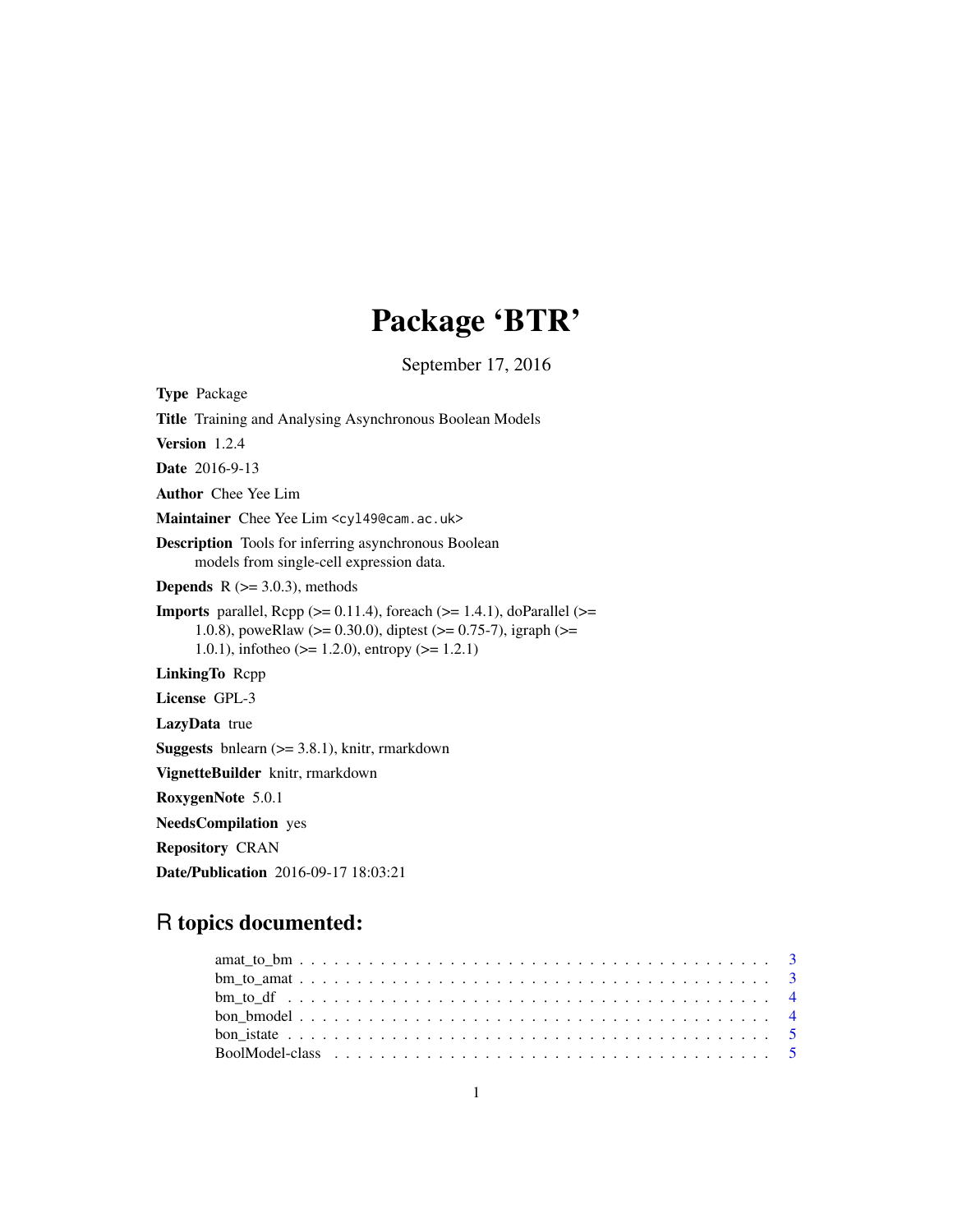# Package 'BTR'

September 17, 2016

**Type** Package

**Title** Training and Analysing Asynchronous Boolean Models

**Version** 1.2.4

**Date** 2016-9-13

**Author** Chee Yee Lim

**Maintainer** Chee Yee Lim <cyl49@cam.ac.uk>

**Description** Tools for inferring asynchronous Boolean models from single-cell expression data.

**Depends** R (>= 3.0.3), methods

**Imports** parallel, Rcpp (>= 0.11.4), foreach (>= 1.4.1), doParallel (>= 1.0.8), poweRlaw (>= 0.30.0), diptest (>= 0.75-7), igraph (>= 1.0.1), infotheo (>= 1.2.0), entropy (>= 1.2.1)

**LinkingTo** Rcpp

**License** GPL-3

**LazyData** true

**Suggests** bnlearn (>= 3.8.1), knitr, rmarkdown

**VignetteBuilder** knitr, rmarkdown

**RoxygenNote** 5.0.1

**NeedsCompilation** yes

**Repository** CRAN

**Date/Publication** 2016-09-17 18:03:21

## R topics documented:

amat_to_bm . . . . . . . . . . . . . . . . . . . . . . . . . . . . . . . . . . . . . . . . 3
bm_to_amat . . . . . . . . . . . . . . . . . . . . . . . . . . . . . . . . . . . . . . . . 3
bm_to_df . . . . . . . . . . . . . . . . . . . . . . . . . . . . . . . . . . . . . . . . . 4
bon_bmodel . . . . . . . . . . . . . . . . . . . . . . . . . . . . . . . . . . . . . . . . 4
bon_istate . . . . . . . . . . . . . . . . . . . . . . . . . . . . . . . . . . . . . . . . . 5
BoolModel-class . . . . . . . . . . . . . . . . . . . . . . . . . . . . . . . . . . . . . . 5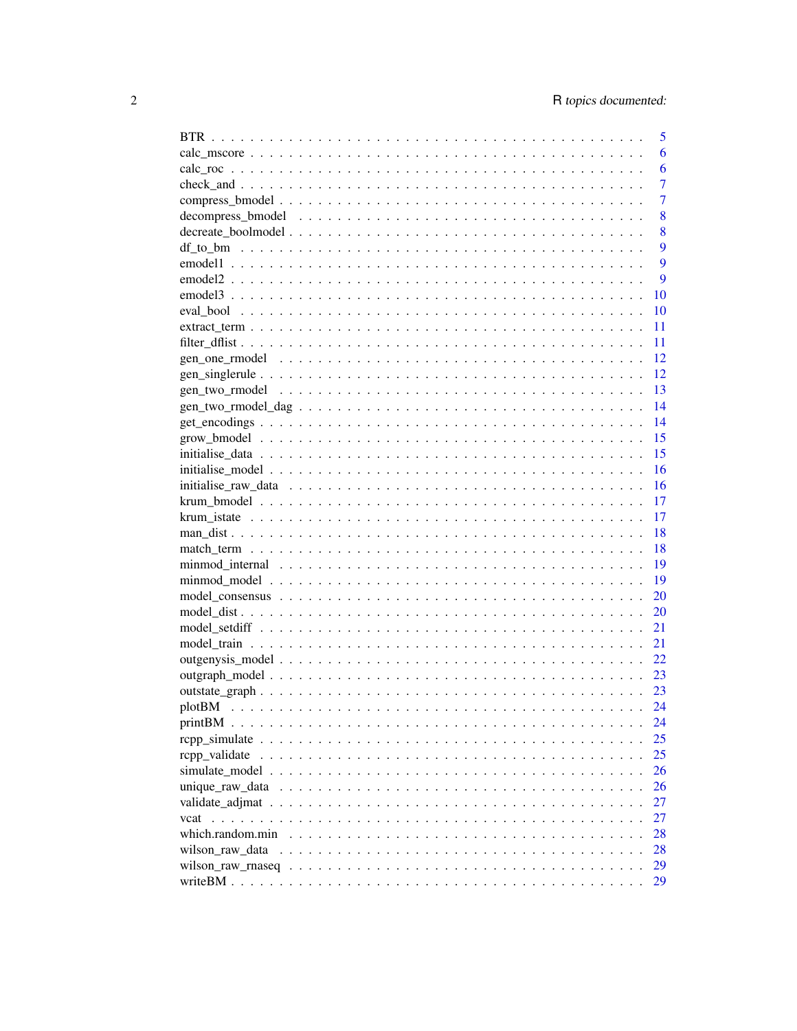| | |
|---|---|
| BTR | 5 |
| calc_mscore | 6 |
| calc_roc | 6 |
| check_and | 7 |
| compress_bmodel | 7 |
| decompress_bmodel | 8 |
| decrease_boolmodel | 8 |
| df_to_bm | 9 |
| emodel1 | 9 |
| emodel2 | 9 |
| emodel3 | 10 |
| eval_bool | 10 |
| extract_term | 11 |
| filter_dflist | 11 |
| gen_one_rmodel | 12 |
| gen_singlerule | 12 |
| gen_two_rmodel | 13 |
| gen_two_rmodel_dag | 14 |
| get_encodings | 14 |
| grow_bmodel | 15 |
| initialise_data | 15 |
| initialise_model | 16 |
| initialise_raw_data | 16 |
| krum_bmodel | 17 |
| krum_istate | 17 |
| man_dist | 18 |
| match_term | 18 |
| minmod_internal | 19 |
| minmod_model | 19 |
| model_consensus | 20 |
| model_dist | 20 |
| model_setdiff | 21 |
| model_train | 21 |
| outgenysis_model | 22 |
| outgraph_model | 23 |
| outstate_graph | 23 |
| plotBM | 24 |
| printBM | 24 |
| rcpp_simulate | 25 |
| rcpp_validate | 25 |
| simulate_model | 26 |
| unique_raw_data | 26 |
| validate_adjmat | 27 |
| vcat | 27 |
| which.random.min | 28 |
| wilson_raw_data | 28 |
| wilson_raw_rnaseq | 29 |
| writeBM | 29 |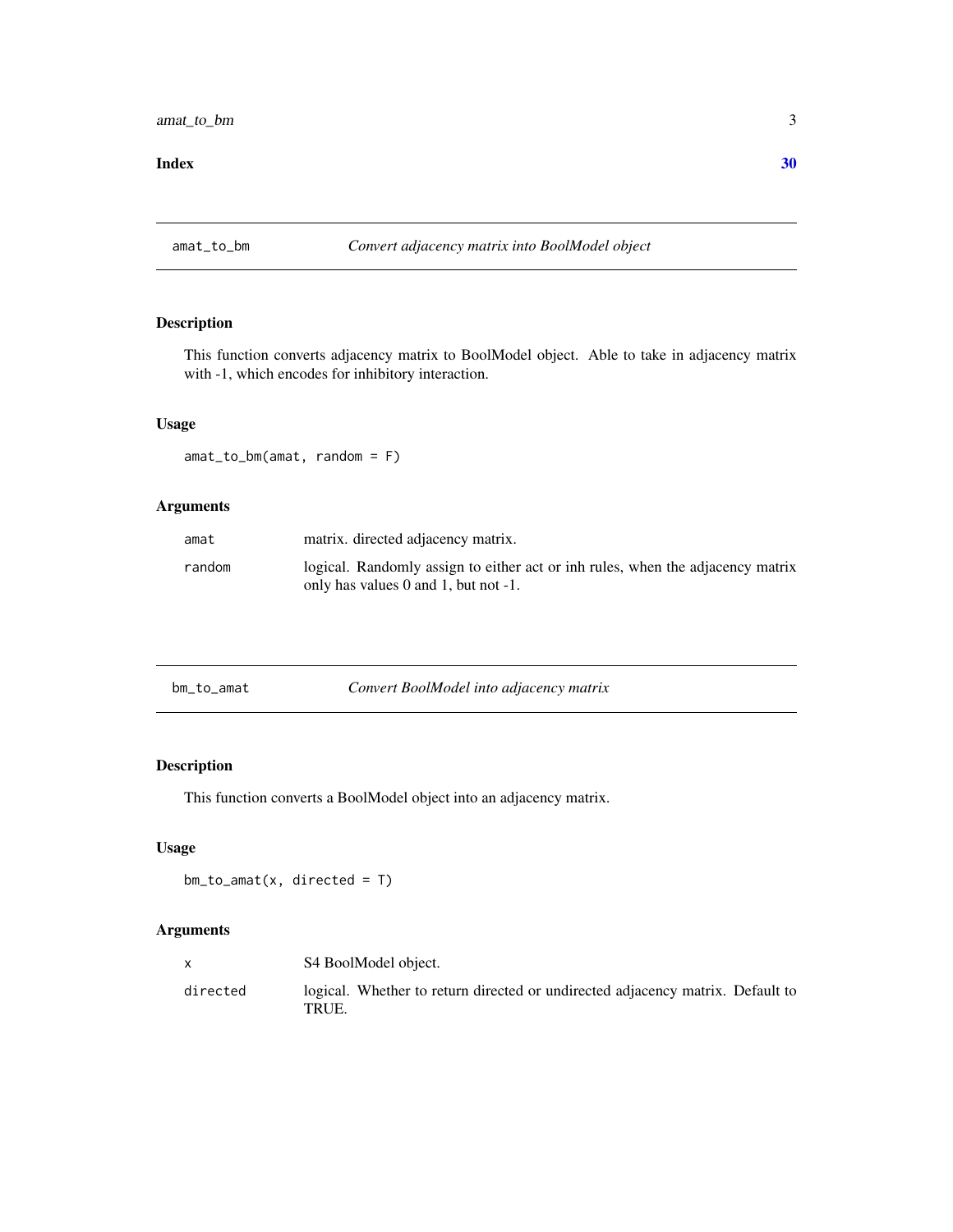**Index** **30**

## amat_to_bm — *Convert adjacency matrix into BoolModel object*

### Description

This function converts adjacency matrix to BoolModel object. Able to take in adjacency matrix with -1, which encodes for inhibitory interaction.

### Usage

```
amat_to_bm(amat, random = F)
```

### Arguments

| | |
|---|---|
| amat | matrix. directed adjacency matrix. |
| random | logical. Randomly assign to either act or inh rules, when the adjacency matrix only has values 0 and 1, but not -1. |

## bm_to_amat — *Convert BoolModel into adjacency matrix*

### Description

This function converts a BoolModel object into an adjacency matrix.

### Usage

```
bm_to_amat(x, directed = T)
```

### Arguments

| | |
|---|---|
| x | S4 BoolModel object. |
| directed | logical. Whether to return directed or undirected adjacency matrix. Default to TRUE. |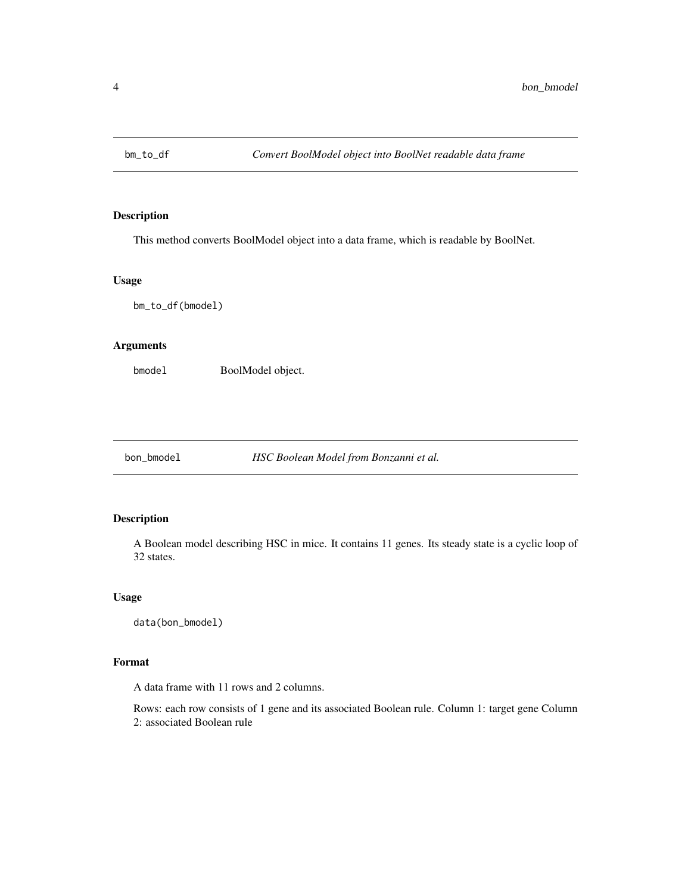## bm_to_df — *Convert BoolModel object into BoolNet readable data frame*

### Description

This method converts BoolModel object into a data frame, which is readable by BoolNet.

### Usage

```
bm_to_df(bmodel)
```

### Arguments

| | |
|---|---|
| bmodel | BoolModel object. |

## bon_bmodel — *HSC Boolean Model from Bonzanni et al.*

### Description

A Boolean model describing HSC in mice. It contains 11 genes. Its steady state is a cyclic loop of 32 states.

### Usage

```
data(bon_bmodel)
```

### Format

A data frame with 11 rows and 2 columns.

Rows: each row consists of 1 gene and its associated Boolean rule. Column 1: target gene Column 2: associated Boolean rule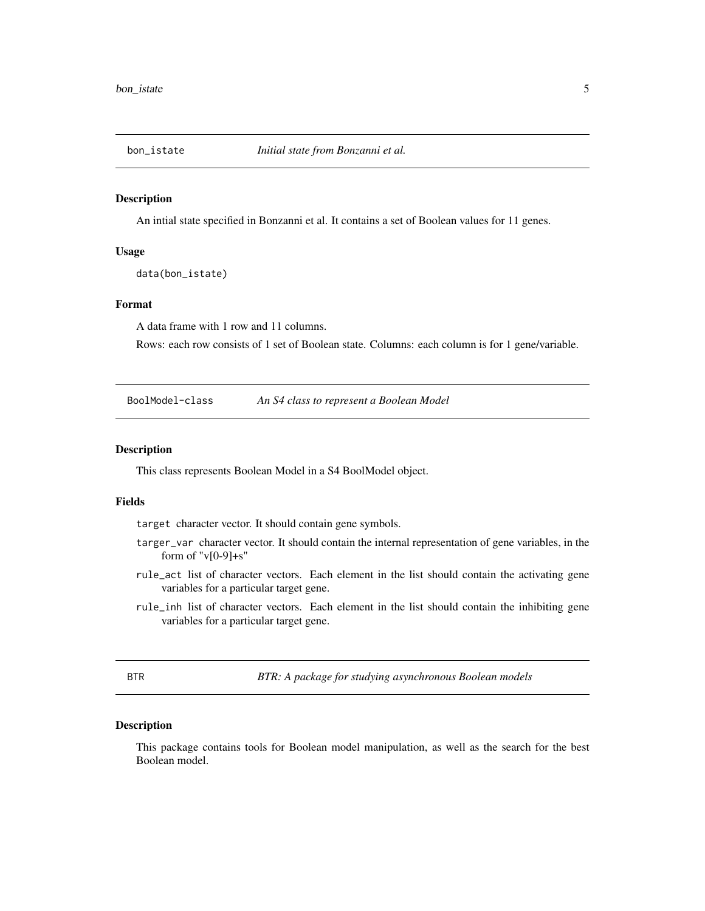## bon_istate — *Initial state from Bonzanni et al.*

### Description

An intial state specified in Bonzanni et al. It contains a set of Boolean values for 11 genes.

### Usage

```
data(bon_istate)
```

### Format

A data frame with 1 row and 11 columns.

Rows: each row consists of 1 set of Boolean state. Columns: each column is for 1 gene/variable.

## BoolModel-class — *An S4 class to represent a Boolean Model*

### Description

This class represents Boolean Model in a S4 BoolModel object.

### Fields

- `target` character vector. It should contain gene symbols.
- `targer_var` character vector. It should contain the internal representation of gene variables, in the form of "v[0-9]+s"
- `rule_act` list of character vectors. Each element in the list should contain the activating gene variables for a particular target gene.
- `rule_inh` list of character vectors. Each element in the list should contain the inhibiting gene variables for a particular target gene.

## BTR — *BTR: A package for studying asynchronous Boolean models*

### Description

This package contains tools for Boolean model manipulation, as well as the search for the best Boolean model.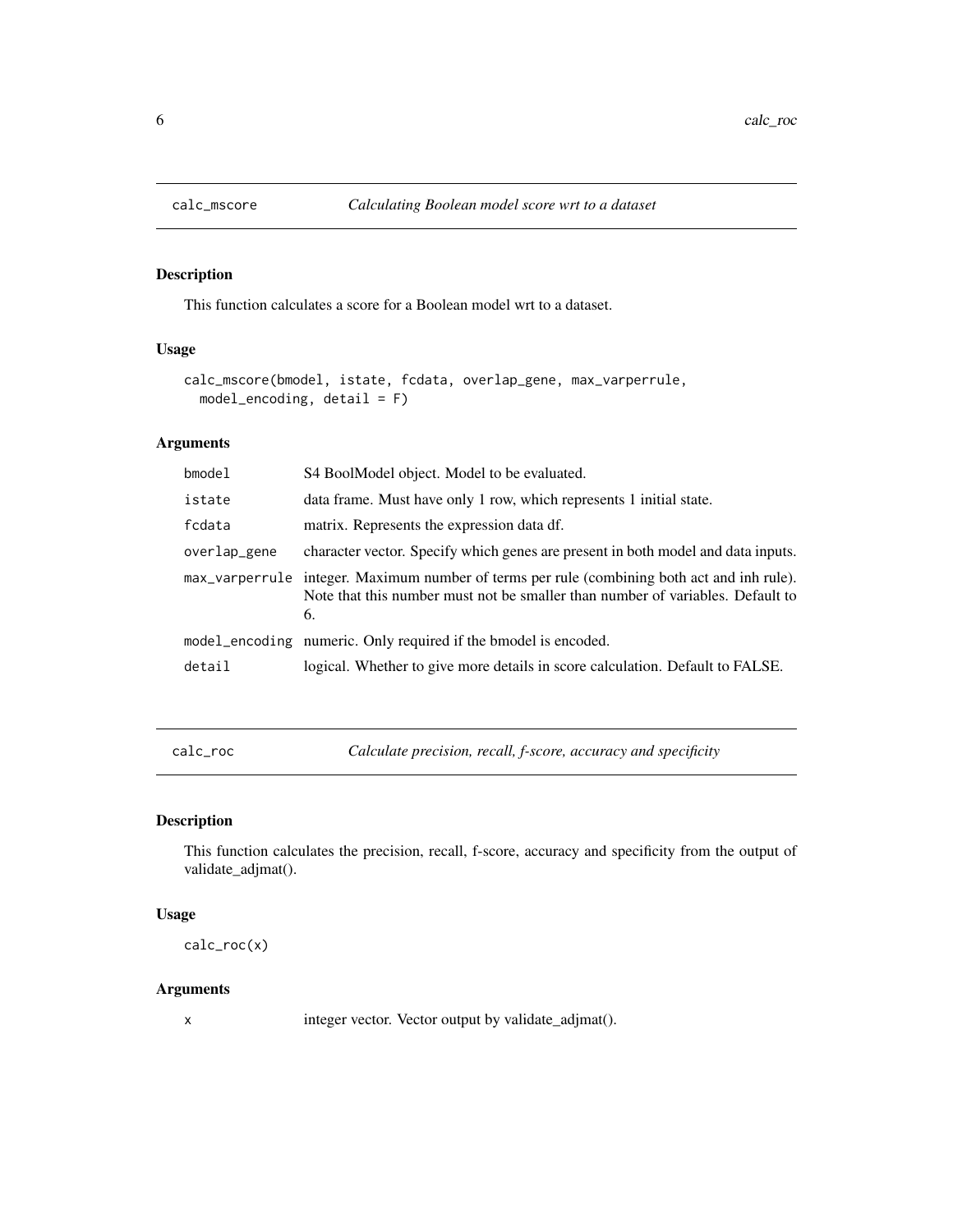## calc_mscore — *Calculating Boolean model score wrt to a dataset*

### Description

This function calculates a score for a Boolean model wrt to a dataset.

### Usage

```
calc_mscore(bmodel, istate, fcdata, overlap_gene, max_varperrule,
  model_encoding, detail = F)
```

### Arguments

| | |
|---|---|
| bmodel | S4 BoolModel object. Model to be evaluated. |
| istate | data frame. Must have only 1 row, which represents 1 initial state. |
| fcdata | matrix. Represents the expression data df. |
| overlap_gene | character vector. Specify which genes are present in both model and data inputs. |
| max_varperrule | integer. Maximum number of terms per rule (combining both act and inh rule). Note that this number must not be smaller than number of variables. Default to 6. |
| model_encoding | numeric. Only required if the bmodel is encoded. |
| detail | logical. Whether to give more details in score calculation. Default to FALSE. |

## calc_roc — *Calculate precision, recall, f-score, accuracy and specificity*

### Description

This function calculates the precision, recall, f-score, accuracy and specificity from the output of validate_adjmat().

### Usage

```
calc_roc(x)
```

### Arguments

| | |
|---|---|
| x | integer vector. Vector output by validate_adjmat(). |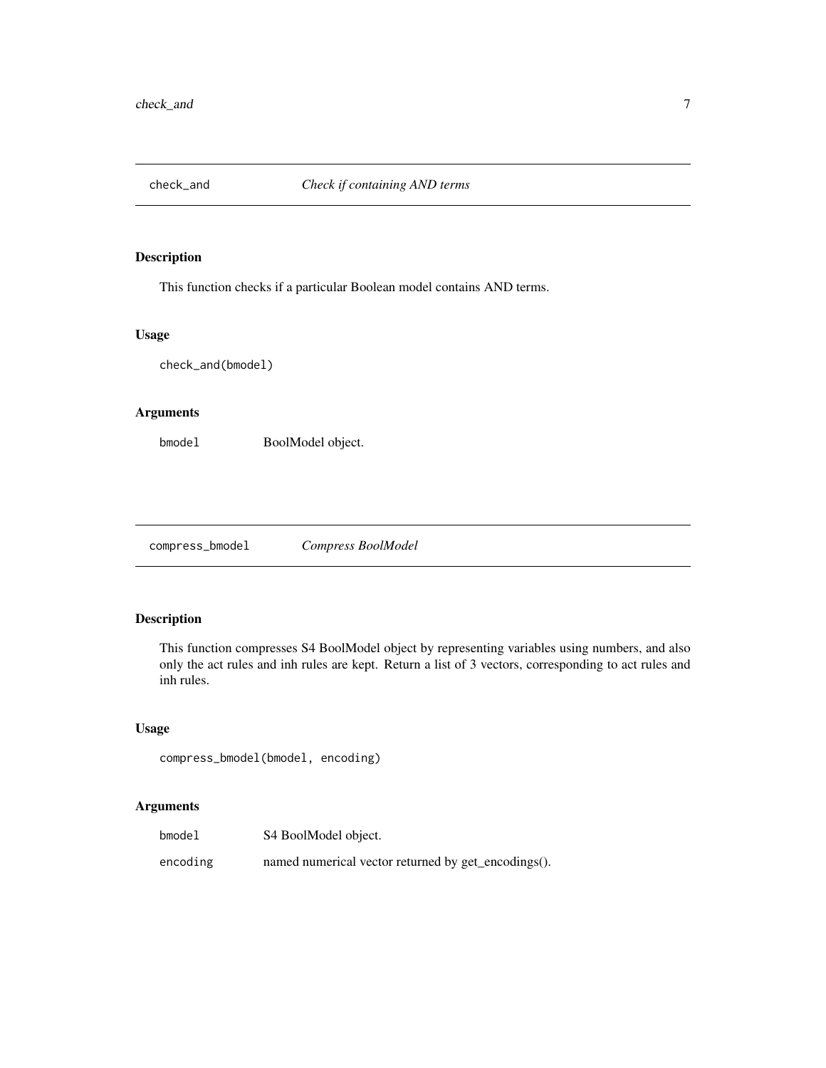## check_and — *Check if containing AND terms*

### Description

This function checks if a particular Boolean model contains AND terms.

### Usage

```
check_and(bmodel)
```

### Arguments

| | |
|---|---|
| bmodel | BoolModel object. |

## compress_bmodel — *Compress BoolModel*

### Description

This function compresses S4 BoolModel object by representing variables using numbers, and also only the act rules and inh rules are kept. Return a list of 3 vectors, corresponding to act rules and inh rules.

### Usage

```
compress_bmodel(bmodel, encoding)
```

### Arguments

| | |
|---|---|
| bmodel | S4 BoolModel object. |
| encoding | named numerical vector returned by get_encodings(). |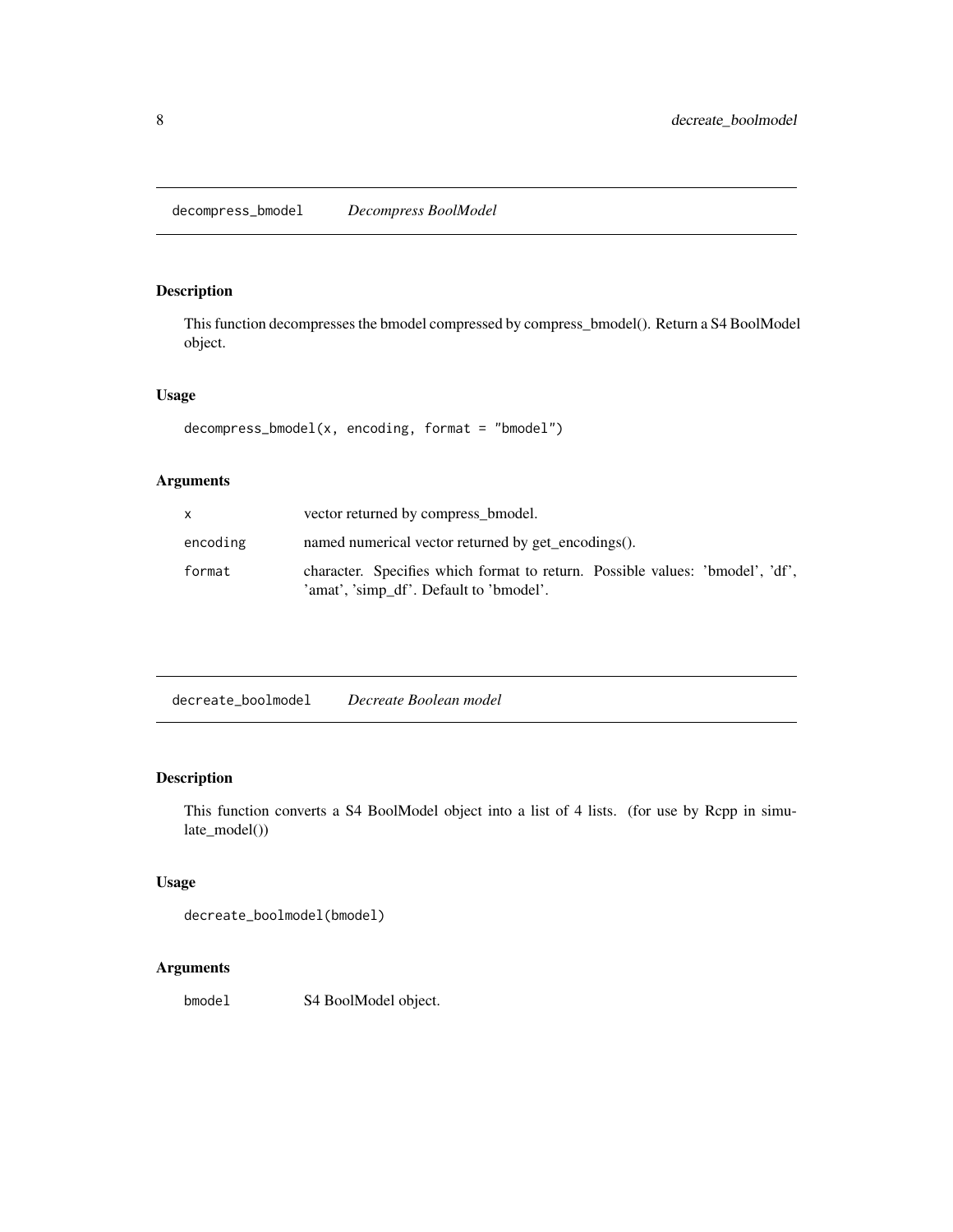## decompress_bmodel *Decompress BoolModel*

### Description

This function decompresses the bmodel compressed by compress_bmodel(). Return a S4 BoolModel object.

### Usage

```
decompress_bmodel(x, encoding, format = "bmodel")
```

### Arguments

| | |
|---|---|
| x | vector returned by compress_bmodel. |
| encoding | named numerical vector returned by get_encodings(). |
| format | character. Specifies which format to return. Possible values: 'bmodel', 'df', 'amat', 'simp_df'. Default to 'bmodel'. |

## decreate_boolmodel *Decreate Boolean model*

### Description

This function converts a S4 BoolModel object into a list of 4 lists. (for use by Rcpp in simulate_model())

### Usage

```
decreate_boolmodel(bmodel)
```

### Arguments

| | |
|---|---|
| bmodel | S4 BoolModel object. |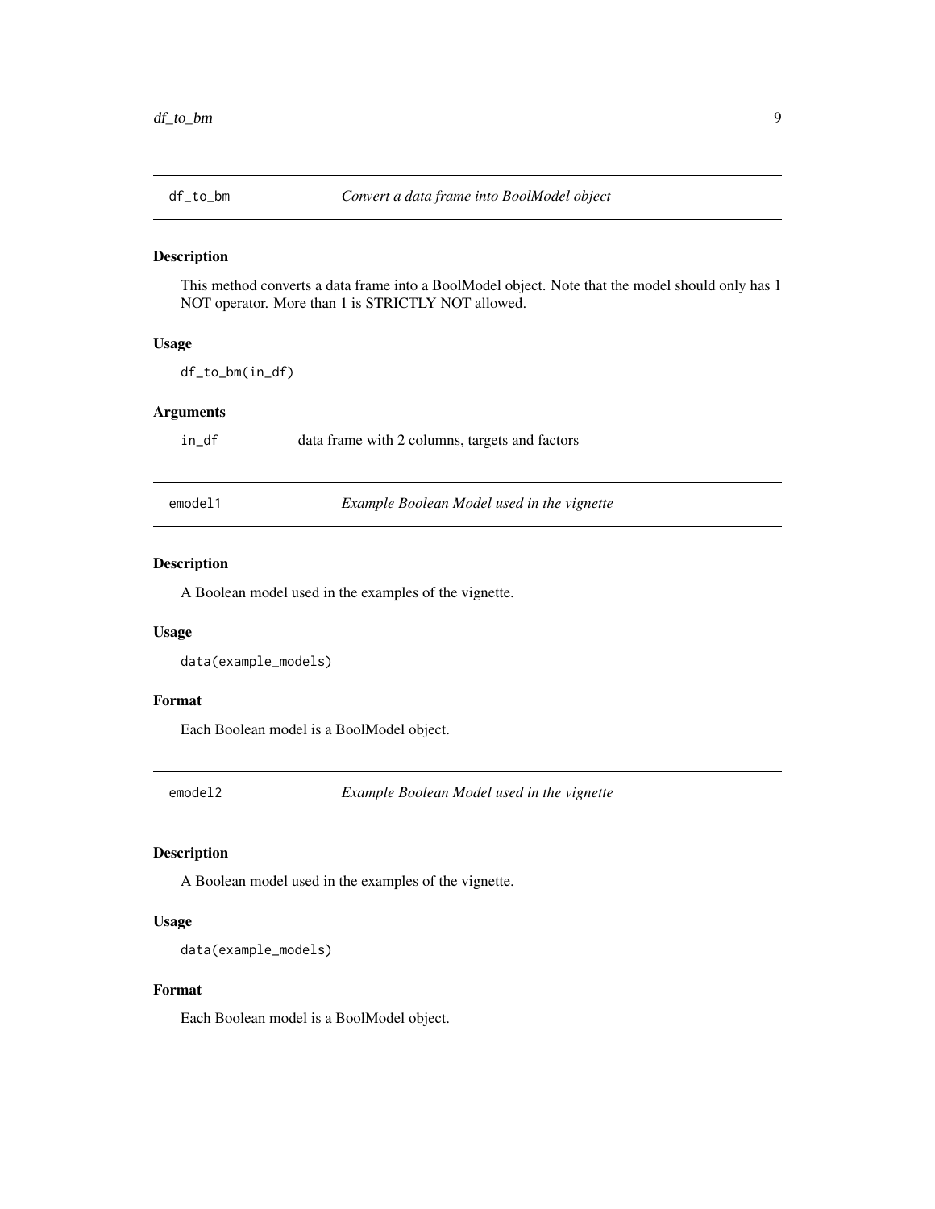## df_to_bm *Convert a data frame into BoolModel object*

### Description

This method converts a data frame into a BoolModel object. Note that the model should only has 1 NOT operator. More than 1 is STRICTLY NOT allowed.

### Usage

```
df_to_bm(in_df)
```

### Arguments

| | |
|---|---|
| in_df | data frame with 2 columns, targets and factors |

## emodel1 *Example Boolean Model used in the vignette*

### Description

A Boolean model used in the examples of the vignette.

### Usage

```
data(example_models)
```

### Format

Each Boolean model is a BoolModel object.

## emodel2 *Example Boolean Model used in the vignette*

### Description

A Boolean model used in the examples of the vignette.

### Usage

```
data(example_models)
```

### Format

Each Boolean model is a BoolModel object.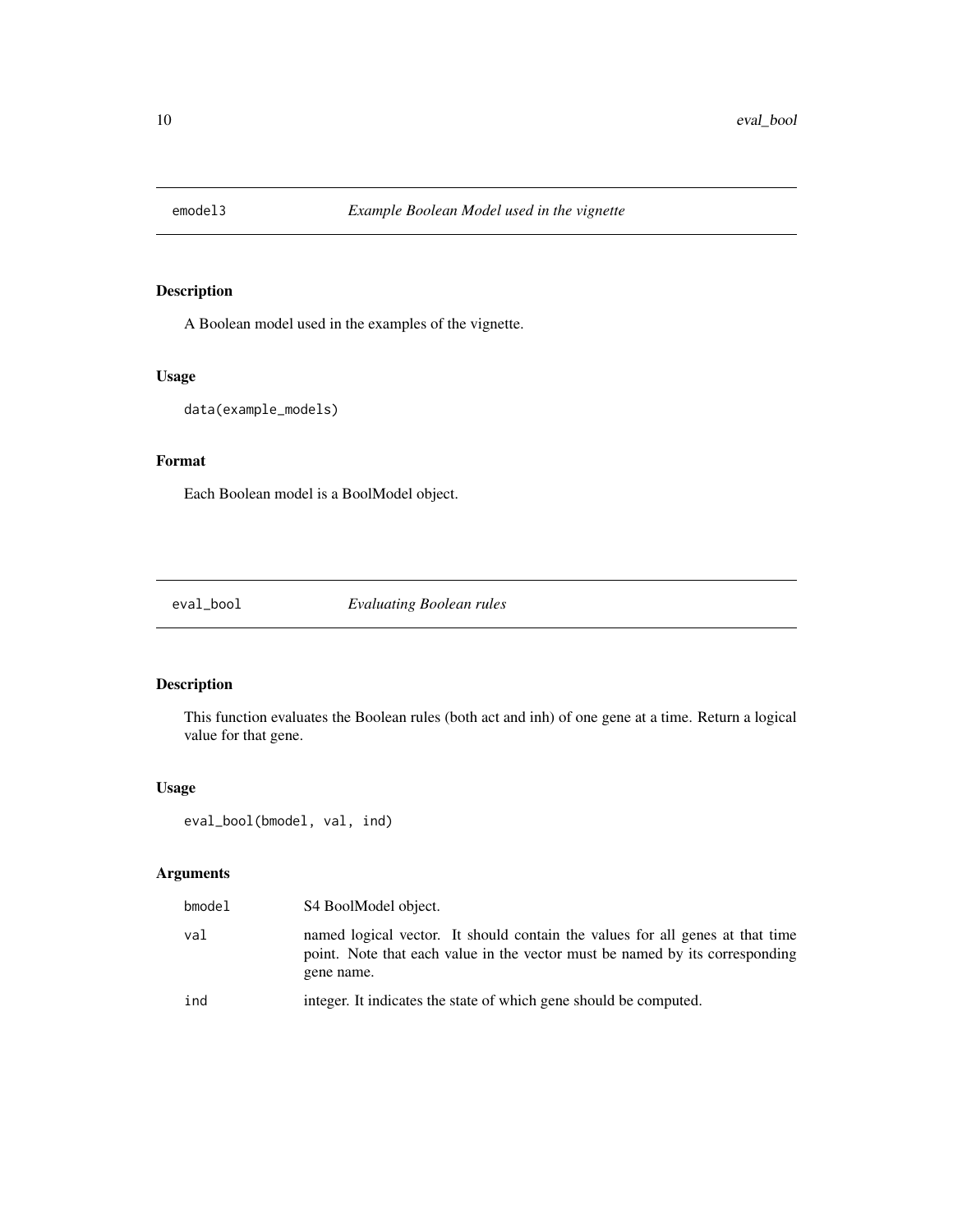## emodel3 — *Example Boolean Model used in the vignette*

### Description

A Boolean model used in the examples of the vignette.

### Usage

```
data(example_models)
```

### Format

Each Boolean model is a BoolModel object.

## eval_bool — *Evaluating Boolean rules*

### Description

This function evaluates the Boolean rules (both act and inh) of one gene at a time. Return a logical value for that gene.

### Usage

```
eval_bool(bmodel, val, ind)
```

### Arguments

| | |
|---|---|
| bmodel | S4 BoolModel object. |
| val | named logical vector. It should contain the values for all genes at that time point. Note that each value in the vector must be named by its corresponding gene name. |
| ind | integer. It indicates the state of which gene should be computed. |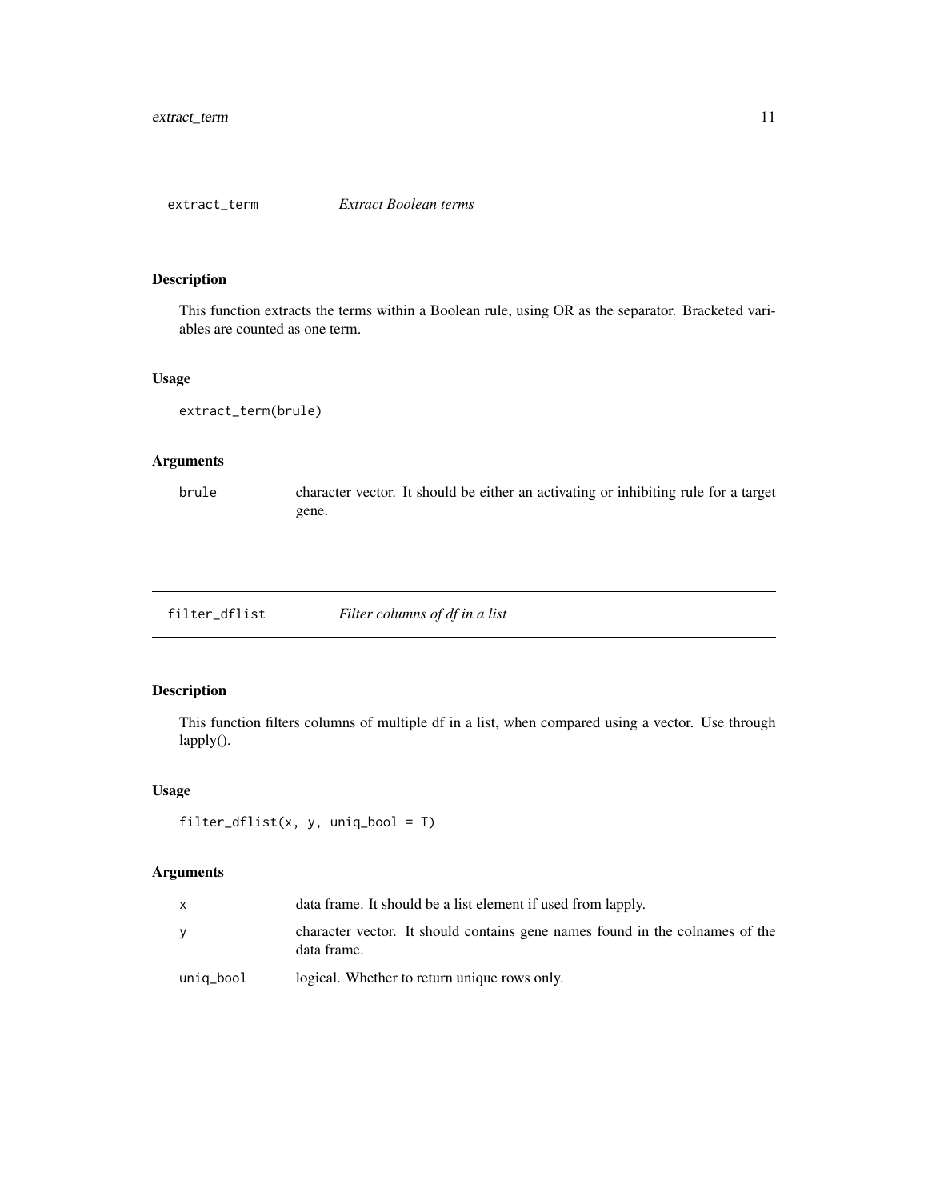## extract_term *Extract Boolean terms*

### Description

This function extracts the terms within a Boolean rule, using OR as the separator. Bracketed variables are counted as one term.

### Usage

```
extract_term(brule)
```

### Arguments

| | |
|---|---|
| brule | character vector. It should be either an activating or inhibiting rule for a target gene. |

## filter_dflist *Filter columns of df in a list*

### Description

This function filters columns of multiple df in a list, when compared using a vector. Use through lapply().

### Usage

```
filter_dflist(x, y, uniq_bool = T)
```

### Arguments

| | |
|---|---|
| x | data frame. It should be a list element if used from lapply. |
| y | character vector. It should contains gene names found in the colnames of the data frame. |
| uniq_bool | logical. Whether to return unique rows only. |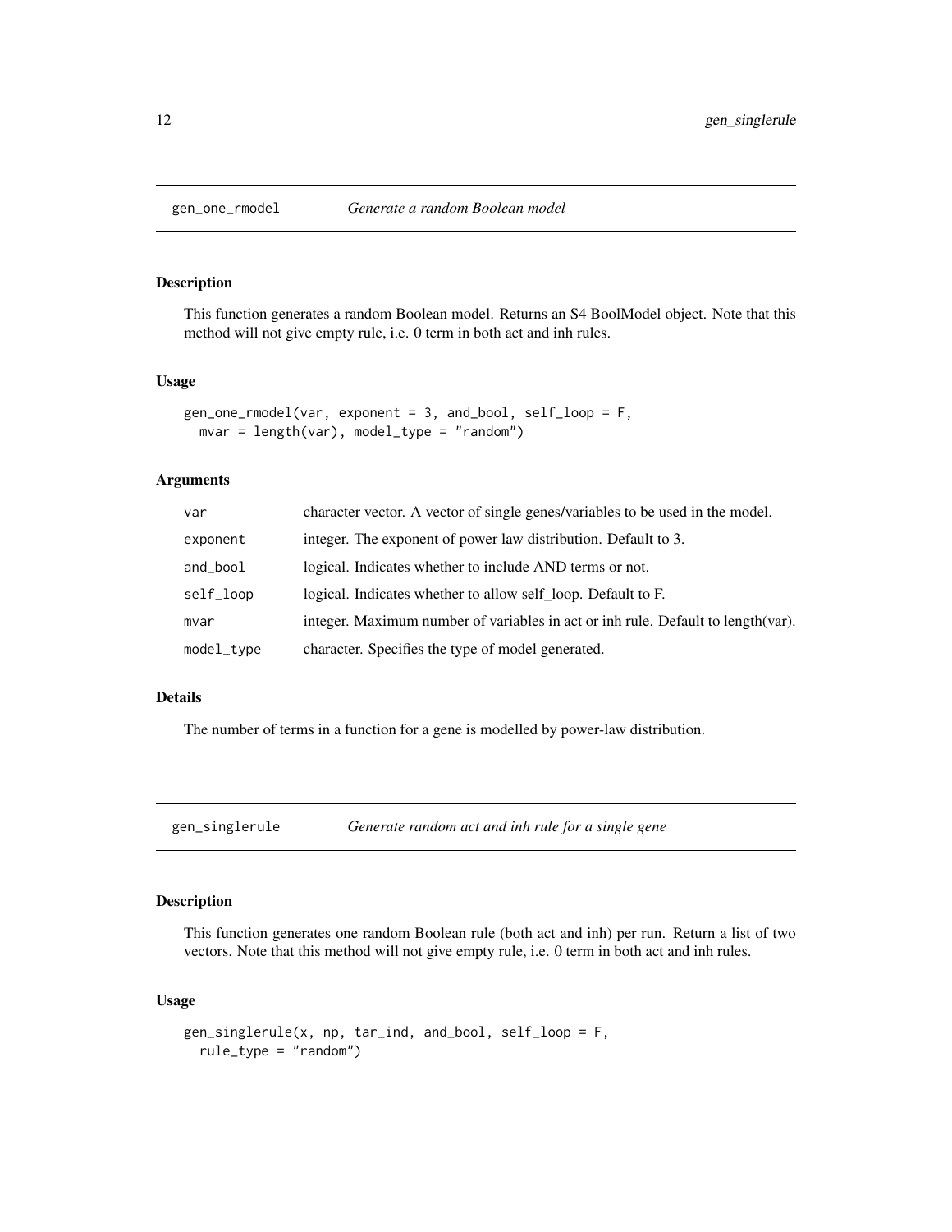## gen_one_rmodel *Generate a random Boolean model*

### Description

This function generates a random Boolean model. Returns an S4 BoolModel object. Note that this method will not give empty rule, i.e. 0 term in both act and inh rules.

### Usage

```
gen_one_rmodel(var, exponent = 3, and_bool, self_loop = F,
  mvar = length(var), model_type = "random")
```

### Arguments

| | |
|---|---|
| var | character vector. A vector of single genes/variables to be used in the model. |
| exponent | integer. The exponent of power law distribution. Default to 3. |
| and_bool | logical. Indicates whether to include AND terms or not. |
| self_loop | logical. Indicates whether to allow self_loop. Default to F. |
| mvar | integer. Maximum number of variables in act or inh rule. Default to length(var). |
| model_type | character. Specifies the type of model generated. |

### Details

The number of terms in a function for a gene is modelled by power-law distribution.

## gen_singlerule *Generate random act and inh rule for a single gene*

### Description

This function generates one random Boolean rule (both act and inh) per run. Return a list of two vectors. Note that this method will not give empty rule, i.e. 0 term in both act and inh rules.

### Usage

```
gen_singlerule(x, np, tar_ind, and_bool, self_loop = F,
  rule_type = "random")
```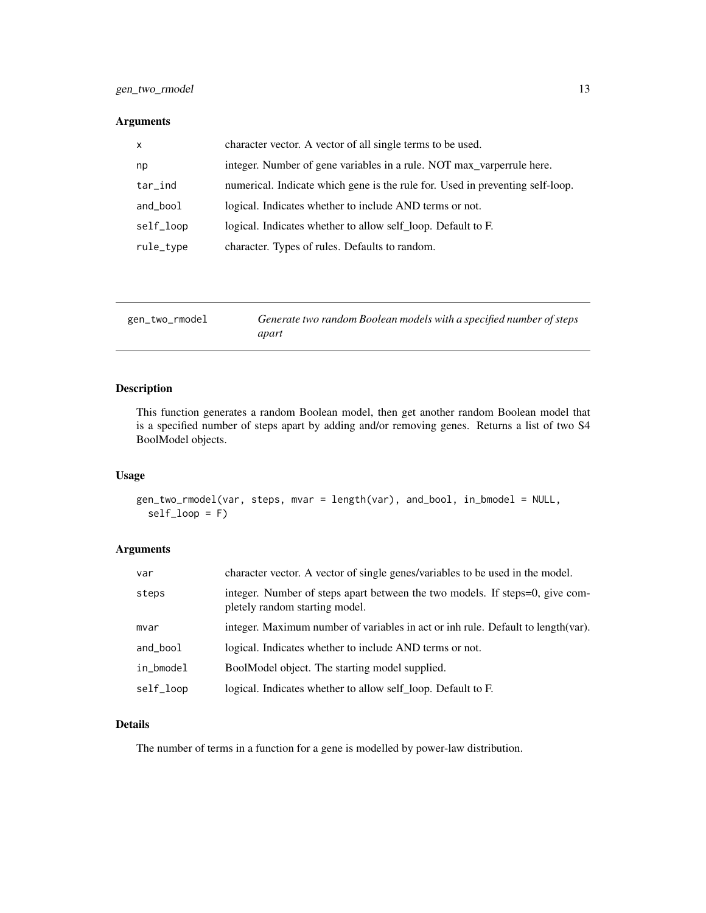### Arguments

| | |
|---|---|
| x | character vector. A vector of all single terms to be used. |
| np | integer. Number of gene variables in a rule. NOT max_varperrule here. |
| tar_ind | numerical. Indicate which gene is the rule for. Used in preventing self-loop. |
| and_bool | logical. Indicates whether to include AND terms or not. |
| self_loop | logical. Indicates whether to allow self_loop. Default to F. |
| rule_type | character. Types of rules. Defaults to random. |

---

## gen_two_rmodel — *Generate two random Boolean models with a specified number of steps apart*

---

### Description

This function generates a random Boolean model, then get another random Boolean model that is a specified number of steps apart by adding and/or removing genes. Returns a list of two S4 BoolModel objects.

### Usage

```
gen_two_rmodel(var, steps, mvar = length(var), and_bool, in_bmodel = NULL,
  self_loop = F)
```

### Arguments

| | |
|---|---|
| var | character vector. A vector of single genes/variables to be used in the model. |
| steps | integer. Number of steps apart between the two models. If steps=0, give completely random starting model. |
| mvar | integer. Maximum number of variables in act or inh rule. Default to length(var). |
| and_bool | logical. Indicates whether to include AND terms or not. |
| in_bmodel | BoolModel object. The starting model supplied. |
| self_loop | logical. Indicates whether to allow self_loop. Default to F. |

### Details

The number of terms in a function for a gene is modelled by power-law distribution.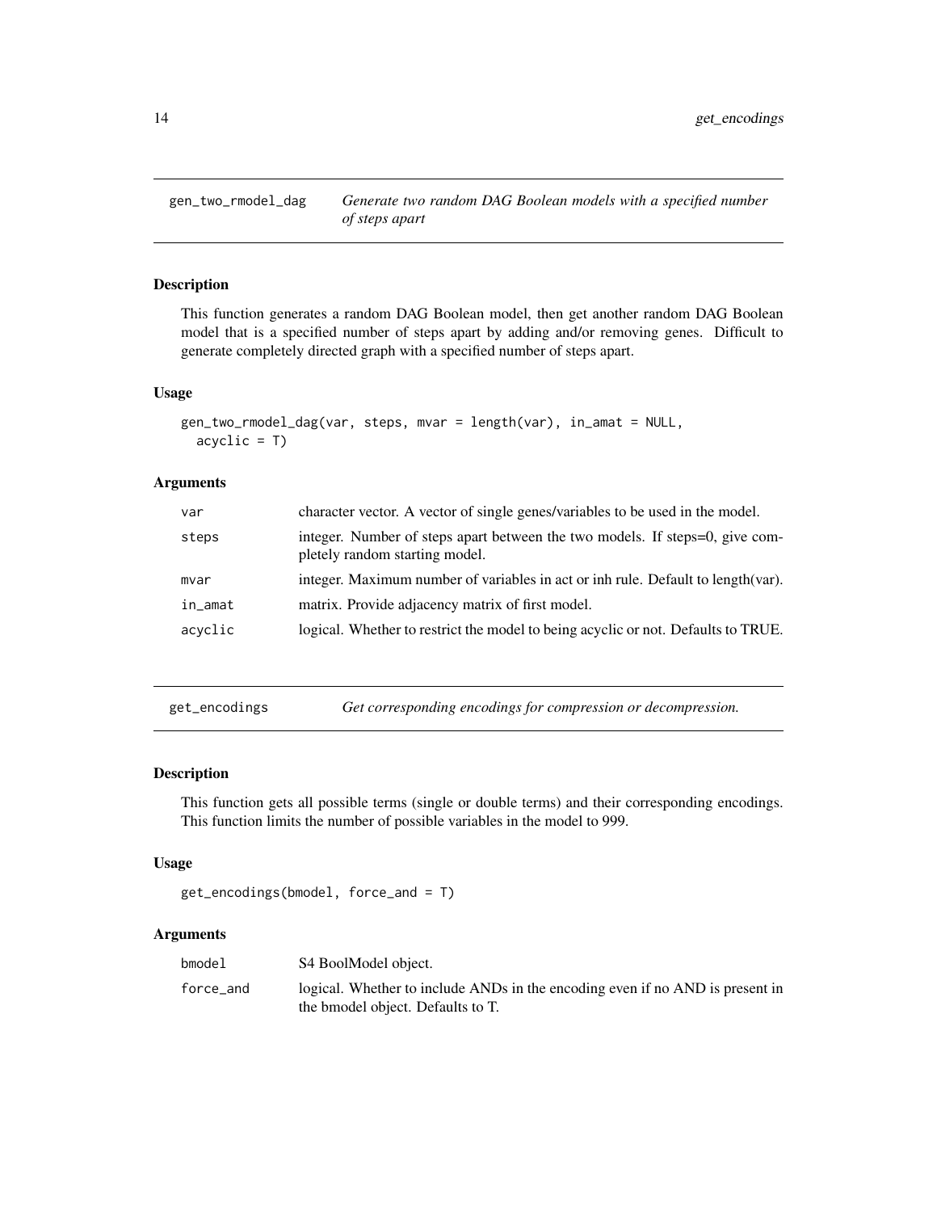## gen_two_rmodel_dag — *Generate two random DAG Boolean models with a specified number of steps apart*

### Description

This function generates a random DAG Boolean model, then get another random DAG Boolean model that is a specified number of steps apart by adding and/or removing genes. Difficult to generate completely directed graph with a specified number of steps apart.

### Usage

```
gen_two_rmodel_dag(var, steps, mvar = length(var), in_amat = NULL,
  acyclic = T)
```

### Arguments

| | |
|---|---|
| var | character vector. A vector of single genes/variables to be used in the model. |
| steps | integer. Number of steps apart between the two models. If steps=0, give completely random starting model. |
| mvar | integer. Maximum number of variables in act or inh rule. Default to length(var). |
| in_amat | matrix. Provide adjacency matrix of first model. |
| acyclic | logical. Whether to restrict the model to being acyclic or not. Defaults to TRUE. |

## get_encodings — *Get corresponding encodings for compression or decompression.*

### Description

This function gets all possible terms (single or double terms) and their corresponding encodings. This function limits the number of possible variables in the model to 999.

### Usage

```
get_encodings(bmodel, force_and = T)
```

### Arguments

| | |
|---|---|
| bmodel | S4 BoolModel object. |
| force_and | logical. Whether to include ANDs in the encoding even if no AND is present in the bmodel object. Defaults to T. |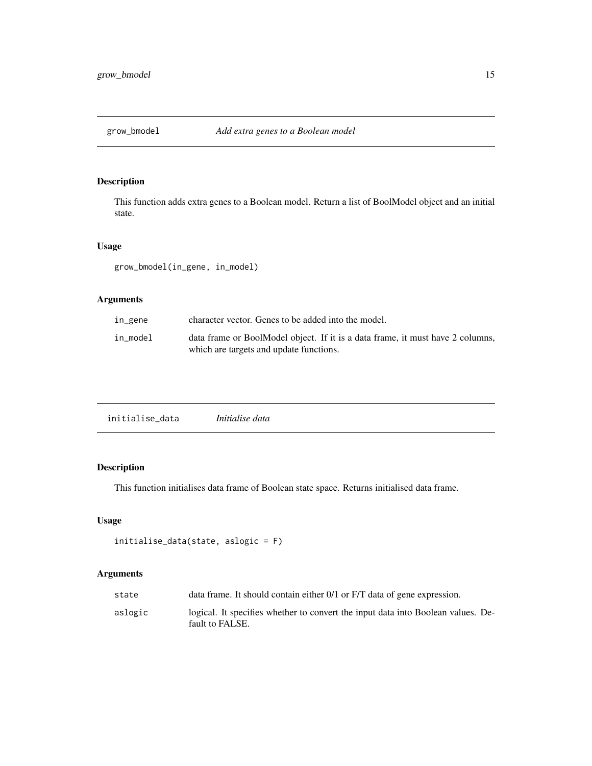## grow_bmodel *Add extra genes to a Boolean model*

### Description

This function adds extra genes to a Boolean model. Return a list of BoolModel object and an initial state.

### Usage

```
grow_bmodel(in_gene, in_model)
```

### Arguments

| | |
|---|---|
| in_gene | character vector. Genes to be added into the model. |
| in_model | data frame or BoolModel object. If it is a data frame, it must have 2 columns, which are targets and update functions. |

## initialise_data *Initialise data*

### Description

This function initialises data frame of Boolean state space. Returns initialised data frame.

### Usage

```
initialise_data(state, aslogic = F)
```

### Arguments

| | |
|---|---|
| state | data frame. It should contain either 0/1 or F/T data of gene expression. |
| aslogic | logical. It specifies whether to convert the input data into Boolean values. Default to FALSE. |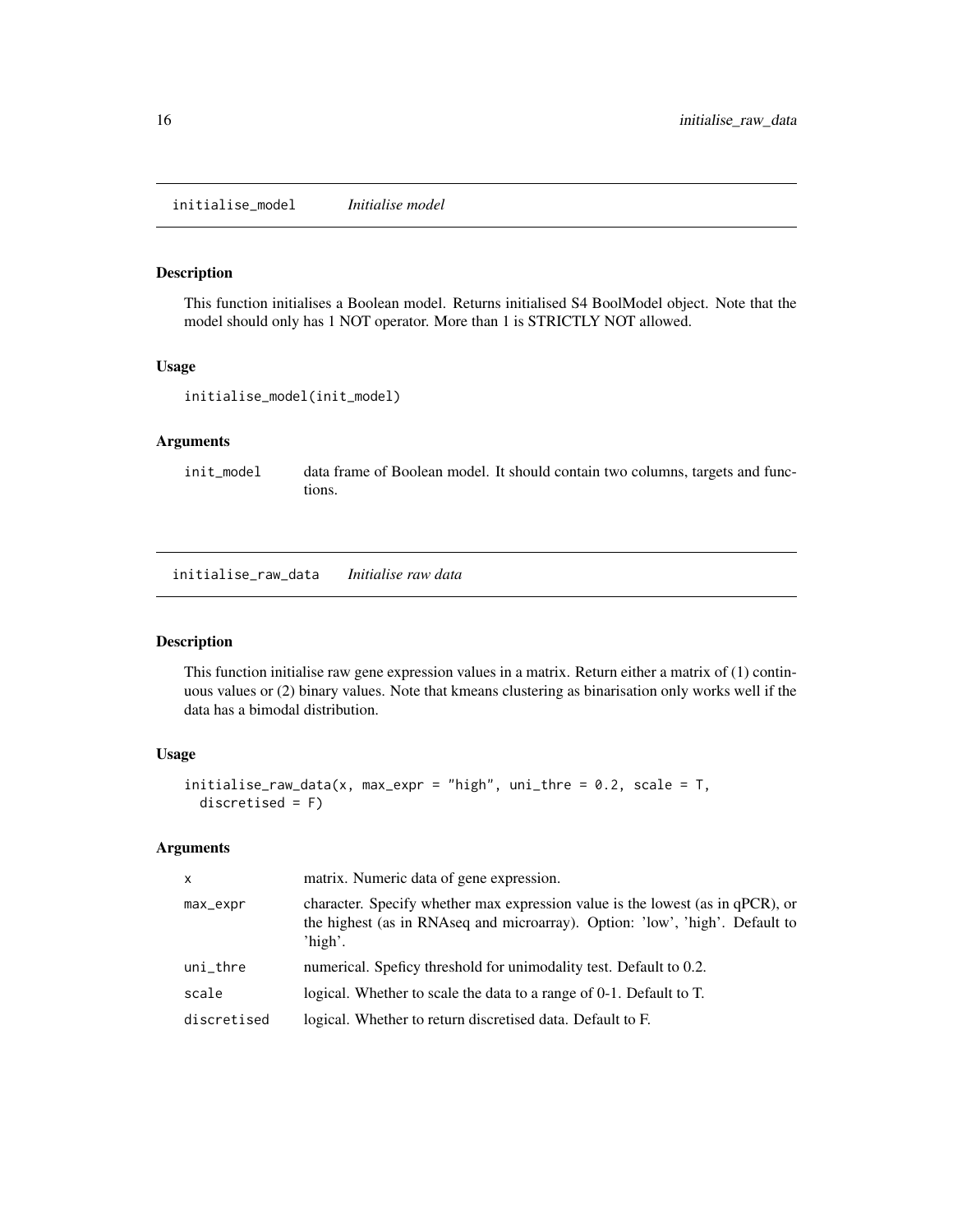## initialise_model *Initialise model*

### Description

This function initialises a Boolean model. Returns initialised S4 BoolModel object. Note that the model should only has 1 NOT operator. More than 1 is STRICTLY NOT allowed.

### Usage

```
initialise_model(init_model)
```

### Arguments

| | |
|---|---|
| init_model | data frame of Boolean model. It should contain two columns, targets and functions. |

## initialise_raw_data *Initialise raw data*

### Description

This function initialise raw gene expression values in a matrix. Return either a matrix of (1) continuous values or (2) binary values. Note that kmeans clustering as binarisation only works well if the data has a bimodal distribution.

### Usage

```
initialise_raw_data(x, max_expr = "high", uni_thre = 0.2, scale = T,
  discretised = F)
```

### Arguments

| | |
|---|---|
| x | matrix. Numeric data of gene expression. |
| max_expr | character. Specify whether max expression value is the lowest (as in qPCR), or the highest (as in RNAseq and microarray). Option: 'low', 'high'. Default to 'high'. |
| uni_thre | numerical. Speficy threshold for unimodality test. Default to 0.2. |
| scale | logical. Whether to scale the data to a range of 0-1. Default to T. |
| discretised | logical. Whether to return discretised data. Default to F. |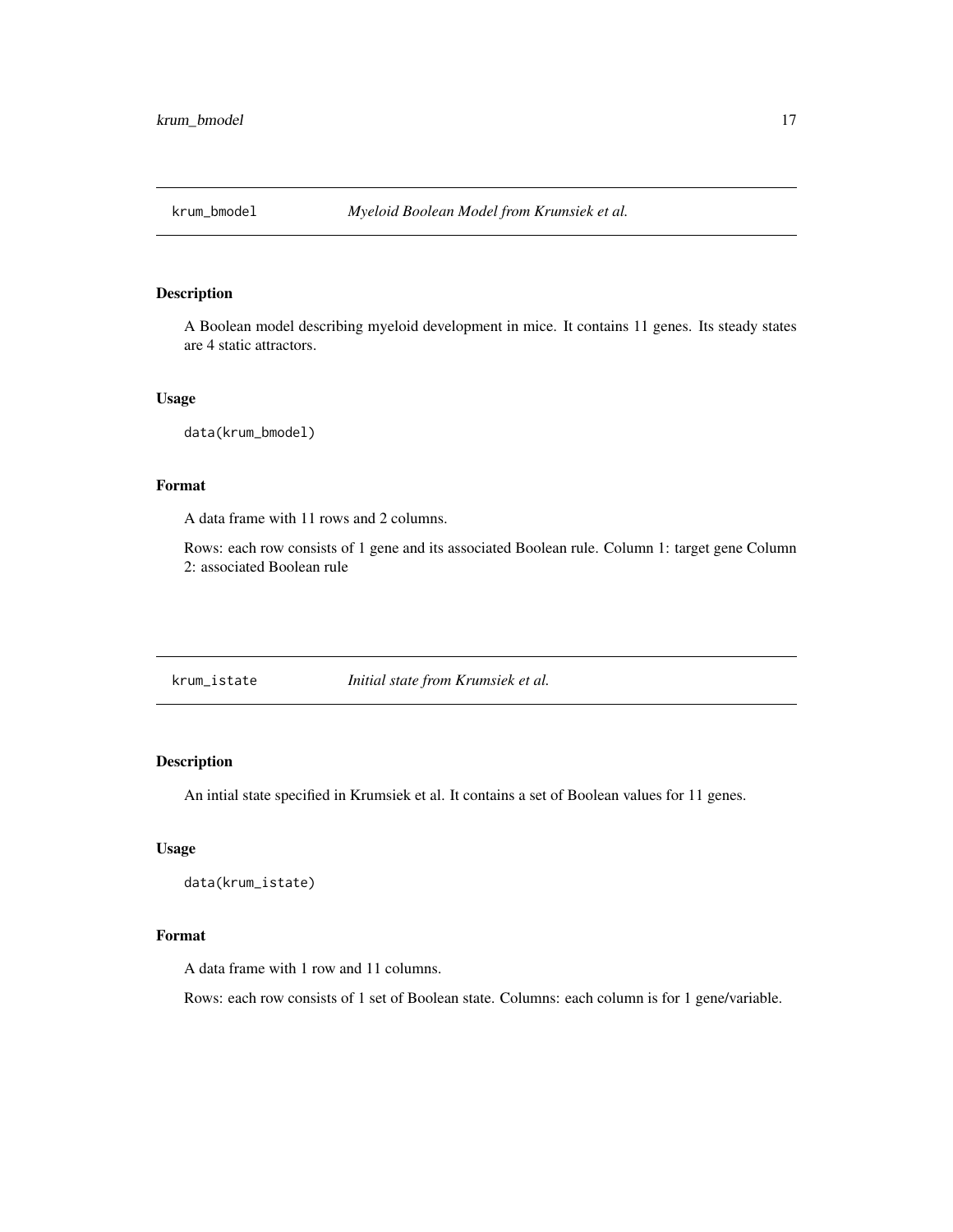## krum_bmodel *Myeloid Boolean Model from Krumsiek et al.*

### Description

A Boolean model describing myeloid development in mice. It contains 11 genes. Its steady states are 4 static attractors.

### Usage

```
data(krum_bmodel)
```

### Format

A data frame with 11 rows and 2 columns.

Rows: each row consists of 1 gene and its associated Boolean rule. Column 1: target gene Column 2: associated Boolean rule

## krum_istate *Initial state from Krumsiek et al.*

### Description

An intial state specified in Krumsiek et al. It contains a set of Boolean values for 11 genes.

### Usage

```
data(krum_istate)
```

### Format

A data frame with 1 row and 11 columns.

Rows: each row consists of 1 set of Boolean state. Columns: each column is for 1 gene/variable.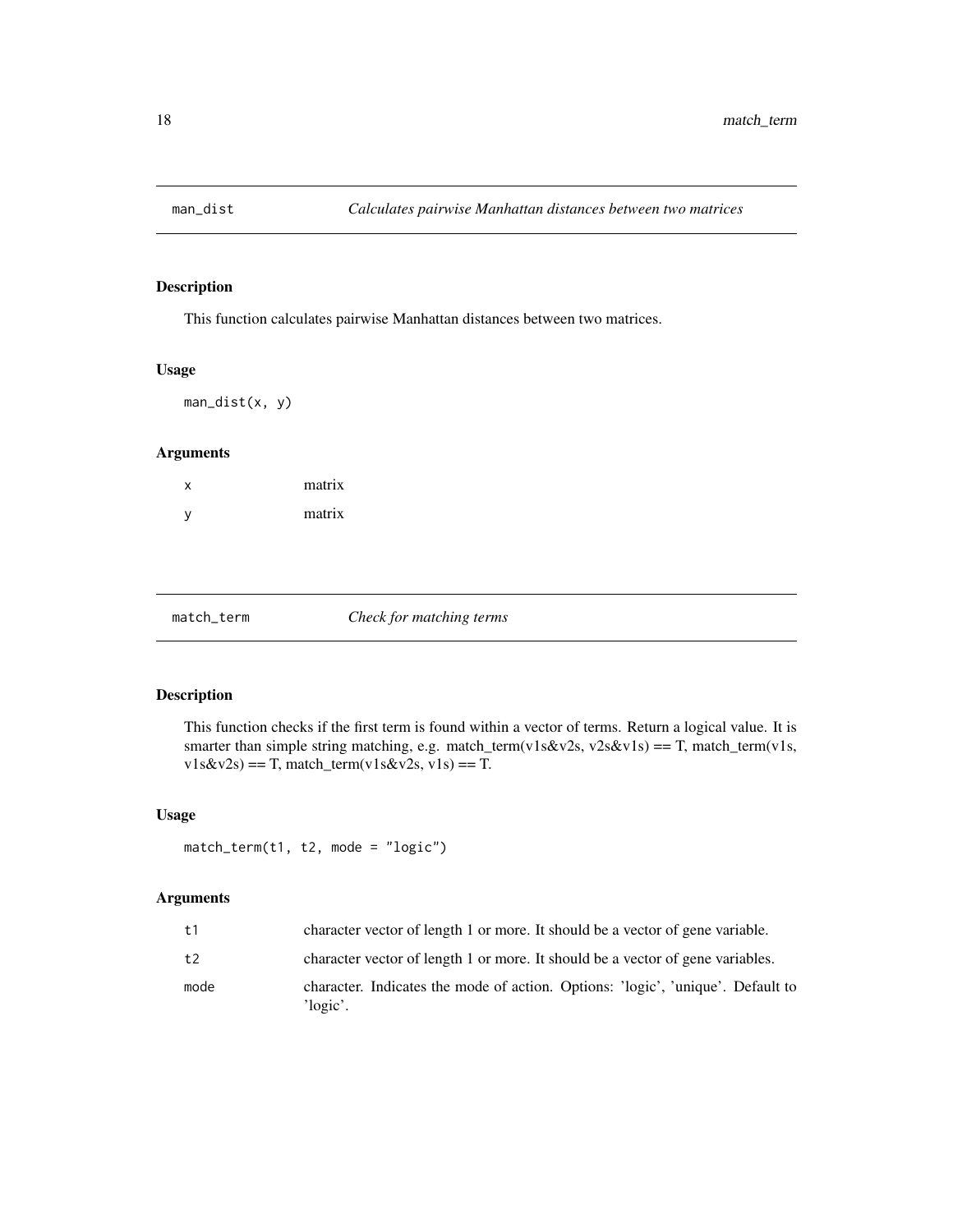## man_dist — *Calculates pairwise Manhattan distances between two matrices*

### Description

This function calculates pairwise Manhattan distances between two matrices.

### Usage

```
man_dist(x, y)
```

### Arguments

| | |
|---|---|
| x | matrix |
| y | matrix |

## match_term — *Check for matching terms*

### Description

This function checks if the first term is found within a vector of terms. Return a logical value. It is smarter than simple string matching, e.g. match_term(v1s&v2s, v2s&v1s) == T, match_term(v1s, v1s&v2s) == T, match_term(v1s&v2s, v1s) == T.

### Usage

```
match_term(t1, t2, mode = "logic")
```

### Arguments

| | |
|---|---|
| t1 | character vector of length 1 or more. It should be a vector of gene variable. |
| t2 | character vector of length 1 or more. It should be a vector of gene variables. |
| mode | character. Indicates the mode of action. Options: 'logic', 'unique'. Default to 'logic'. |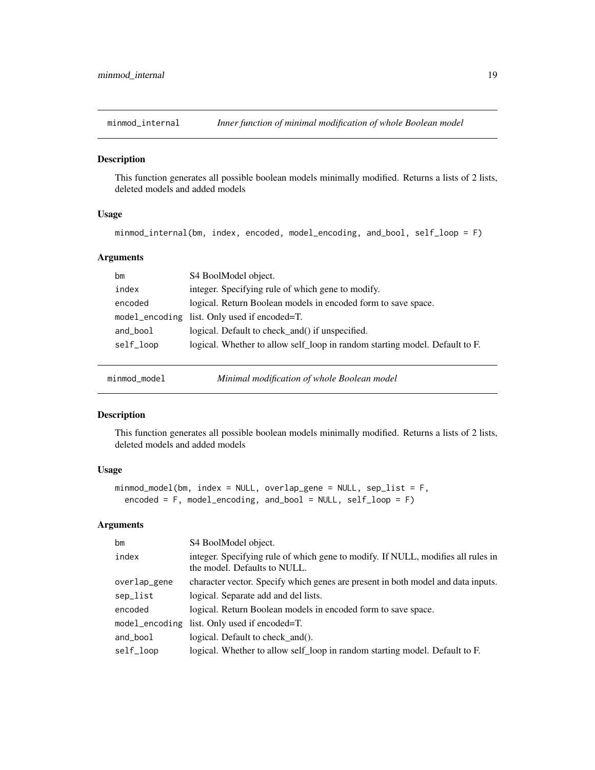## minmod_internal — *Inner function of minimal modification of whole Boolean model*

### Description

This function generates all possible boolean models minimally modified. Returns a lists of 2 lists, deleted models and added models

### Usage

```
minmod_internal(bm, index, encoded, model_encoding, and_bool, self_loop = F)
```

### Arguments

| | |
|---|---|
| bm | S4 BoolModel object. |
| index | integer. Specifying rule of which gene to modify. |
| encoded | logical. Return Boolean models in encoded form to save space. |
| model_encoding | list. Only used if encoded=T. |
| and_bool | logical. Default to check_and() if unspecified. |
| self_loop | logical. Whether to allow self_loop in random starting model. Default to F. |

## minmod_model — *Minimal modification of whole Boolean model*

### Description

This function generates all possible boolean models minimally modified. Returns a lists of 2 lists, deleted models and added models

### Usage

```
minmod_model(bm, index = NULL, overlap_gene = NULL, sep_list = F,
  encoded = F, model_encoding, and_bool = NULL, self_loop = F)
```

### Arguments

| | |
|---|---|
| bm | S4 BoolModel object. |
| index | integer. Specifying rule of which gene to modify. If NULL, modifies all rules in the model. Defaults to NULL. |
| overlap_gene | character vector. Specify which genes are present in both model and data inputs. |
| sep_list | logical. Separate add and del lists. |
| encoded | logical. Return Boolean models in encoded form to save space. |
| model_encoding | list. Only used if encoded=T. |
| and_bool | logical. Default to check_and(). |
| self_loop | logical. Whether to allow self_loop in random starting model. Default to F. |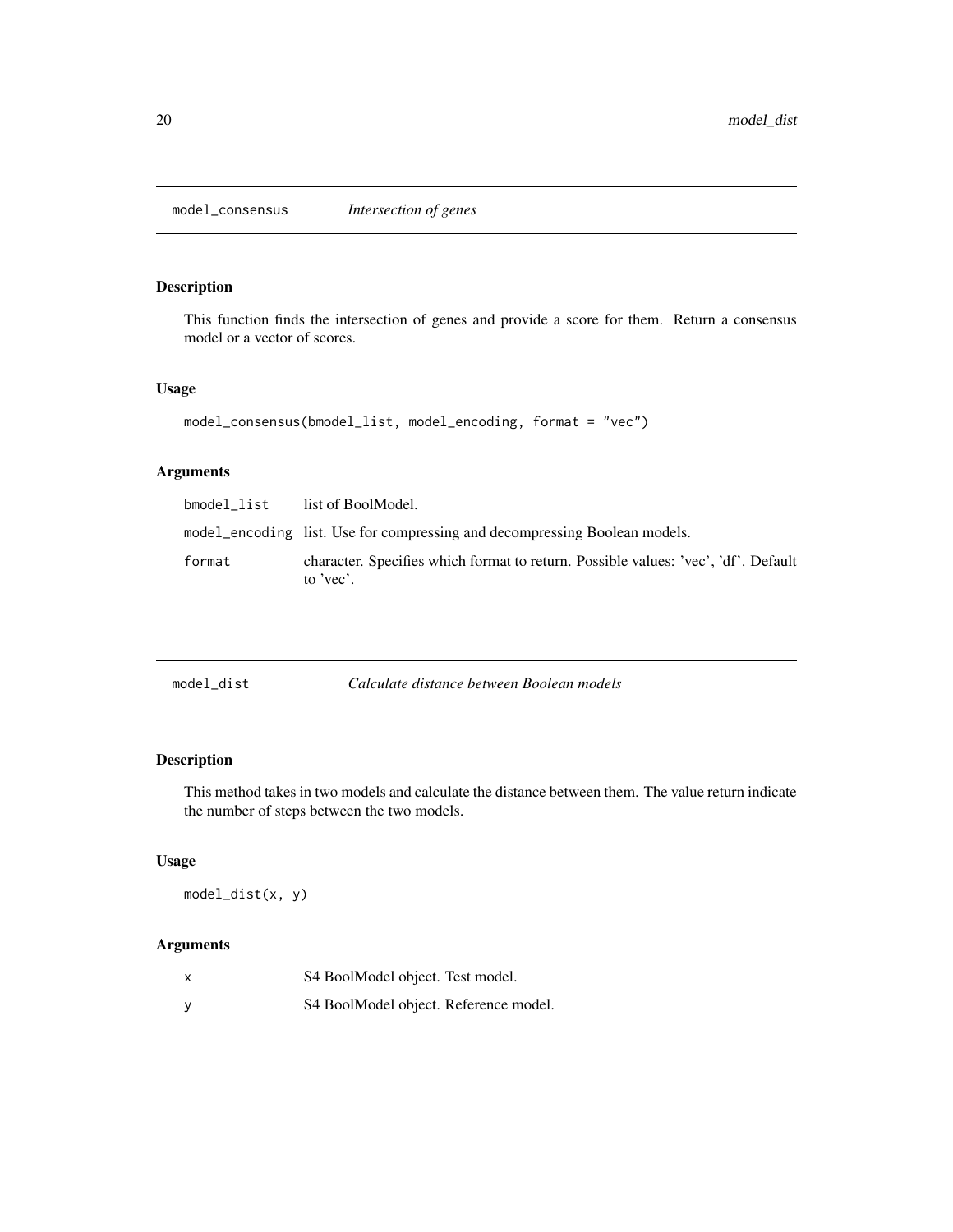## model_consensus *Intersection of genes*

### Description

This function finds the intersection of genes and provide a score for them. Return a consensus model or a vector of scores.

### Usage

```
model_consensus(bmodel_list, model_encoding, format = "vec")
```

### Arguments

| | |
|---|---|
| bmodel_list | list of BoolModel. |
| model_encoding | list. Use for compressing and decompressing Boolean models. |
| format | character. Specifies which format to return. Possible values: 'vec', 'df'. Default to 'vec'. |

## model_dist *Calculate distance between Boolean models*

### Description

This method takes in two models and calculate the distance between them. The value return indicate the number of steps between the two models.

### Usage

```
model_dist(x, y)
```

### Arguments

| | |
|---|---|
| x | S4 BoolModel object. Test model. |
| y | S4 BoolModel object. Reference model. |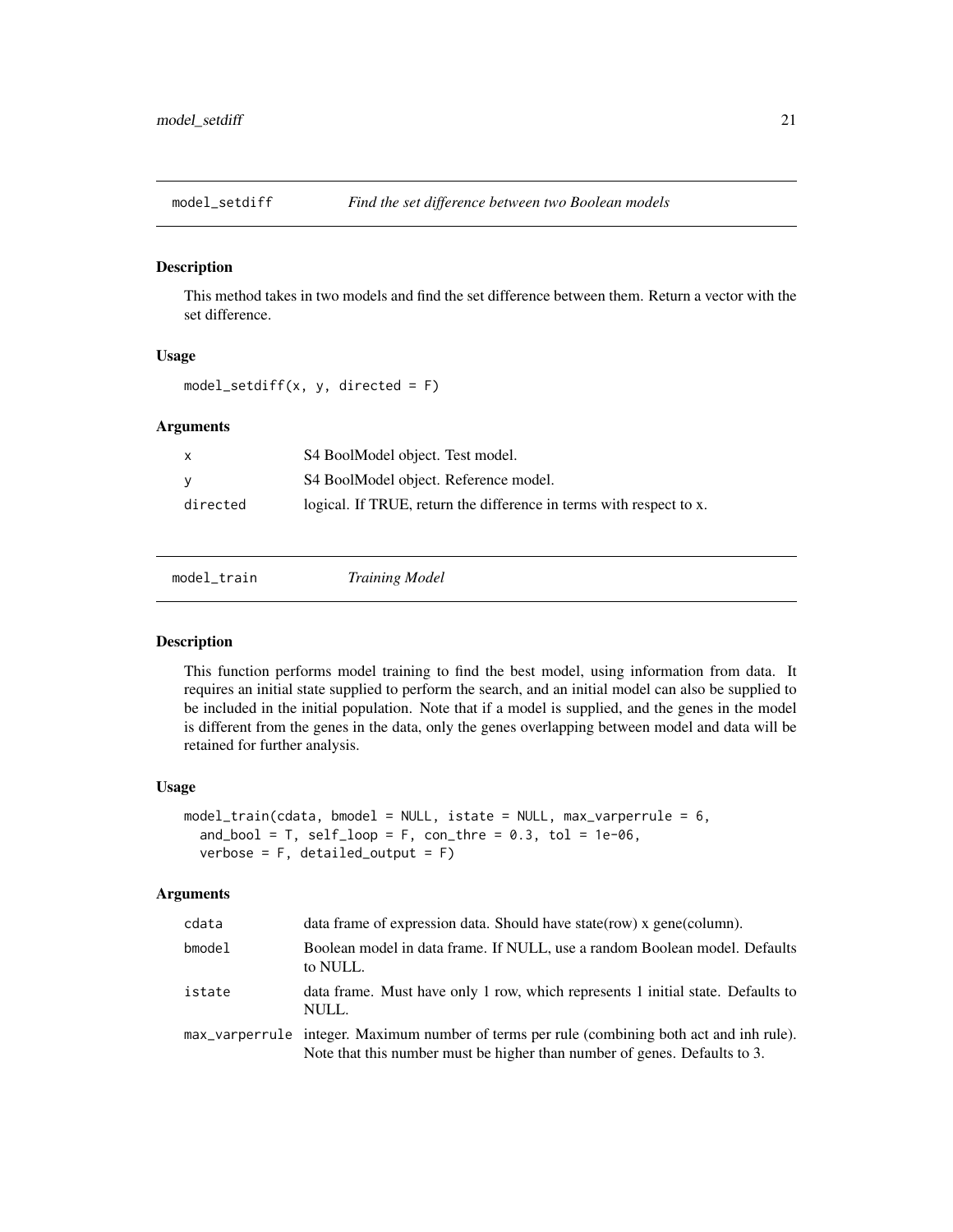## model_setdiff *Find the set difference between two Boolean models*

### Description

This method takes in two models and find the set difference between them. Return a vector with the set difference.

### Usage

```
model_setdiff(x, y, directed = F)
```

### Arguments

| | |
|---|---|
| x | S4 BoolModel object. Test model. |
| y | S4 BoolModel object. Reference model. |
| directed | logical. If TRUE, return the difference in terms with respect to x. |

## model_train *Training Model*

### Description

This function performs model training to find the best model, using information from data. It requires an initial state supplied to perform the search, and an initial model can also be supplied to be included in the initial population. Note that if a model is supplied, and the genes in the model is different from the genes in the data, only the genes overlapping between model and data will be retained for further analysis.

### Usage

```
model_train(cdata, bmodel = NULL, istate = NULL, max_varperrule = 6,
  and_bool = T, self_loop = F, con_thre = 0.3, tol = 1e-06,
  verbose = F, detailed_output = F)
```

### Arguments

| | |
|---|---|
| cdata | data frame of expression data. Should have state(row) x gene(column). |
| bmodel | Boolean model in data frame. If NULL, use a random Boolean model. Defaults to NULL. |
| istate | data frame. Must have only 1 row, which represents 1 initial state. Defaults to NULL. |
| max_varperrule | integer. Maximum number of terms per rule (combining both act and inh rule). Note that this number must be higher than number of genes. Defaults to 3. |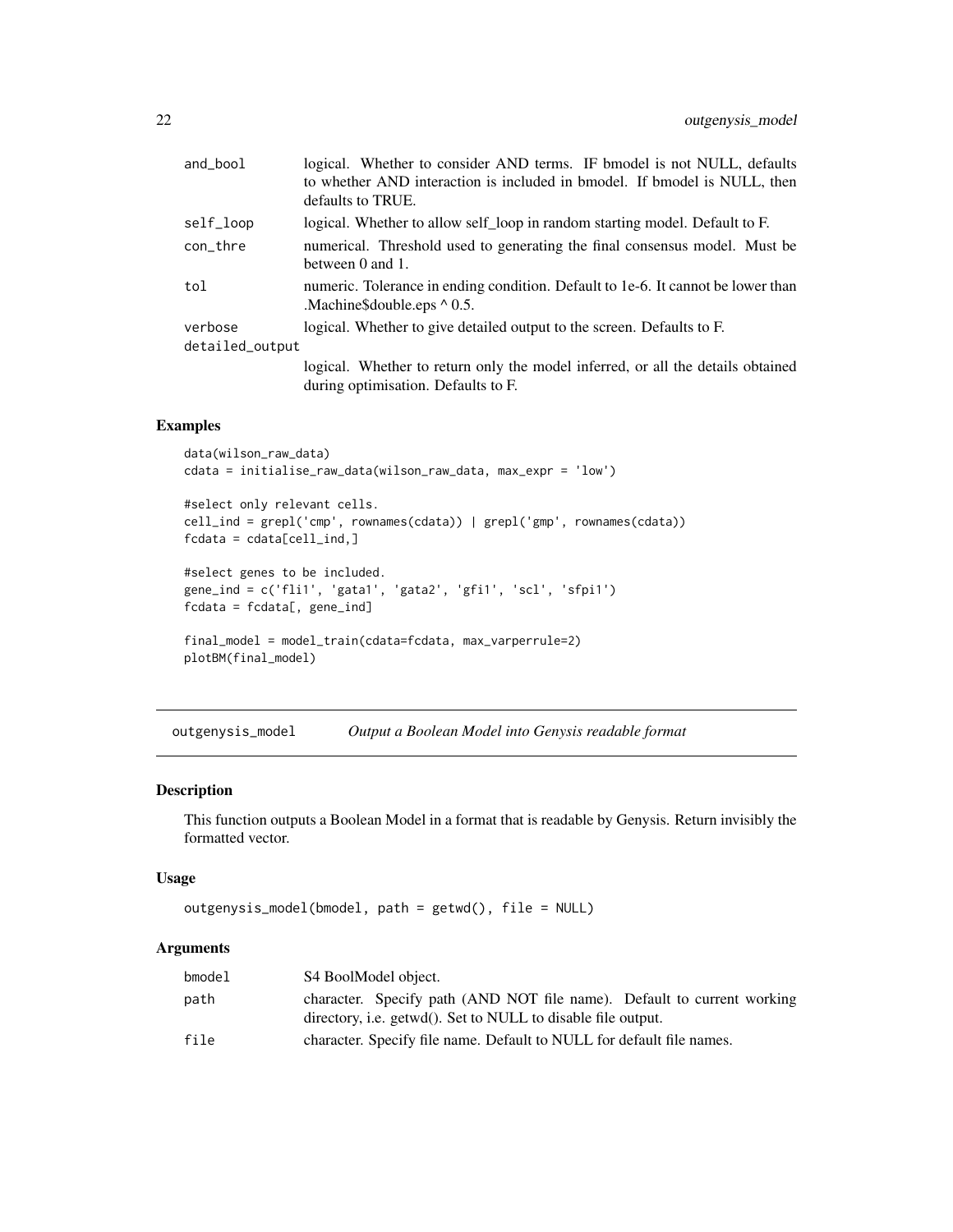| | |
|---|---|
| `and_bool` | logical. Whether to consider AND terms. IF bmodel is not NULL, defaults to whether AND interaction is included in bmodel. If bmodel is NULL, then defaults to TRUE. |
| `self_loop` | logical. Whether to allow self_loop in random starting model. Default to F. |
| `con_thre` | numerical. Threshold used to generating the final consensus model. Must be between 0 and 1. |
| `tol` | numeric. Tolerance in ending condition. Default to 1e-6. It cannot be lower than .Machine$double.eps ^ 0.5. |
| `verbose` | logical. Whether to give detailed output to the screen. Defaults to F. |
| `detailed_output` | logical. Whether to return only the model inferred, or all the details obtained during optimisation. Defaults to F. |

### Examples

```
data(wilson_raw_data)
cdata = initialise_raw_data(wilson_raw_data, max_expr = 'low')

#select only relevant cells.
cell_ind = grepl('cmp', rownames(cdata)) | grepl('gmp', rownames(cdata))
fcdata = cdata[cell_ind,]

#select genes to be included.
gene_ind = c('fli1', 'gata1', 'gata2', 'gfi1', 'scl', 'sfpi1')
fcdata = fcdata[, gene_ind]

final_model = model_train(cdata=fcdata, max_varperrule=2)
plotBM(final_model)
```

---

## `outgenysis_model` *Output a Boolean Model into Genysis readable format*

### Description

This function outputs a Boolean Model in a format that is readable by Genysis. Return invisibly the formatted vector.

### Usage

```
outgenysis_model(bmodel, path = getwd(), file = NULL)
```

### Arguments

| | |
|---|---|
| `bmodel` | S4 BoolModel object. |
| `path` | character. Specify path (AND NOT file name). Default to current working directory, i.e. getwd(). Set to NULL to disable file output. |
| `file` | character. Specify file name. Default to NULL for default file names. |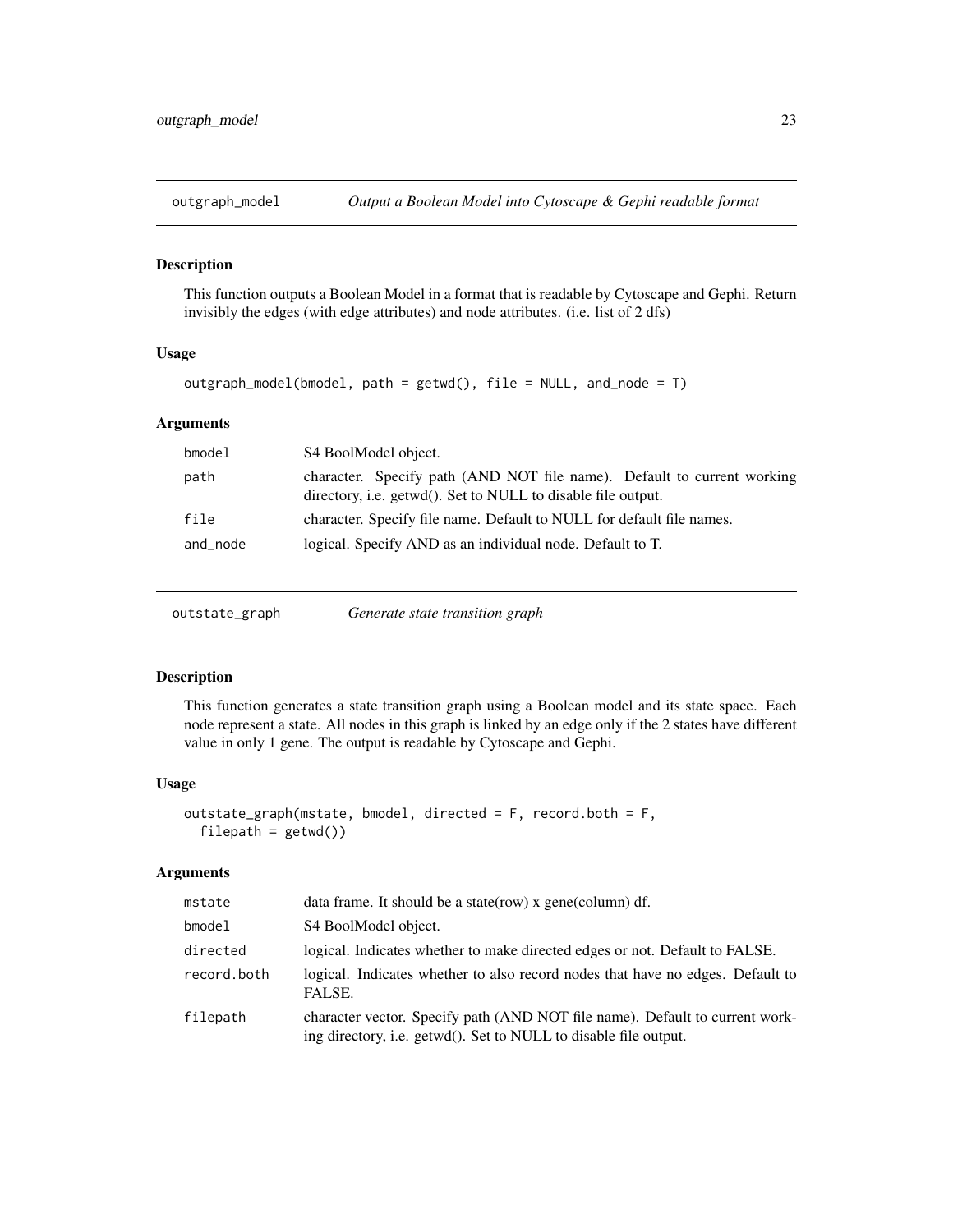## outgraph_model — *Output a Boolean Model into Cytoscape & Gephi readable format*

### Description

This function outputs a Boolean Model in a format that is readable by Cytoscape and Gephi. Return invisibly the edges (with edge attributes) and node attributes. (i.e. list of 2 dfs)

### Usage

```
outgraph_model(bmodel, path = getwd(), file = NULL, and_node = T)
```

### Arguments

| | |
|---|---|
| bmodel | S4 BoolModel object. |
| path | character. Specify path (AND NOT file name). Default to current working directory, i.e. getwd(). Set to NULL to disable file output. |
| file | character. Specify file name. Default to NULL for default file names. |
| and_node | logical. Specify AND as an individual node. Default to T. |

## outstate_graph — *Generate state transition graph*

### Description

This function generates a state transition graph using a Boolean model and its state space. Each node represent a state. All nodes in this graph is linked by an edge only if the 2 states have different value in only 1 gene. The output is readable by Cytoscape and Gephi.

### Usage

```
outstate_graph(mstate, bmodel, directed = F, record.both = F,
  filepath = getwd())
```

### Arguments

| | |
|---|---|
| mstate | data frame. It should be a state(row) x gene(column) df. |
| bmodel | S4 BoolModel object. |
| directed | logical. Indicates whether to make directed edges or not. Default to FALSE. |
| record.both | logical. Indicates whether to also record nodes that have no edges. Default to FALSE. |
| filepath | character vector. Specify path (AND NOT file name). Default to current working directory, i.e. getwd(). Set to NULL to disable file output. |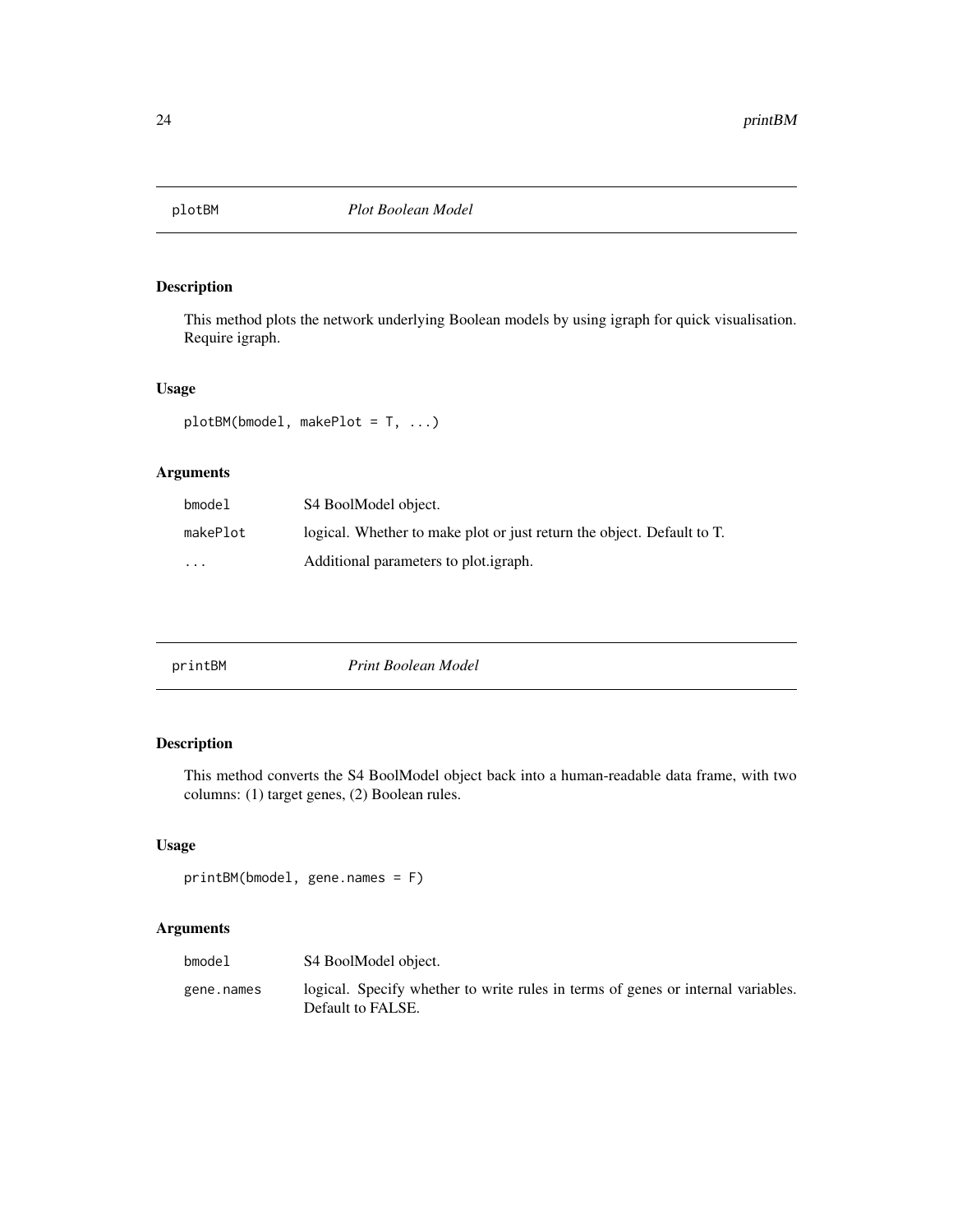## plotBM *Plot Boolean Model*

### Description

This method plots the network underlying Boolean models by using igraph for quick visualisation. Require igraph.

### Usage

```
plotBM(bmodel, makePlot = T, ...)
```

### Arguments

| | |
|---|---|
| bmodel | S4 BoolModel object. |
| makePlot | logical. Whether to make plot or just return the object. Default to T. |
| ... | Additional parameters to plot.igraph. |

## printBM *Print Boolean Model*

### Description

This method converts the S4 BoolModel object back into a human-readable data frame, with two columns: (1) target genes, (2) Boolean rules.

### Usage

```
printBM(bmodel, gene.names = F)
```

### Arguments

| | |
|---|---|
| bmodel | S4 BoolModel object. |
| gene.names | logical. Specify whether to write rules in terms of genes or internal variables. Default to FALSE. |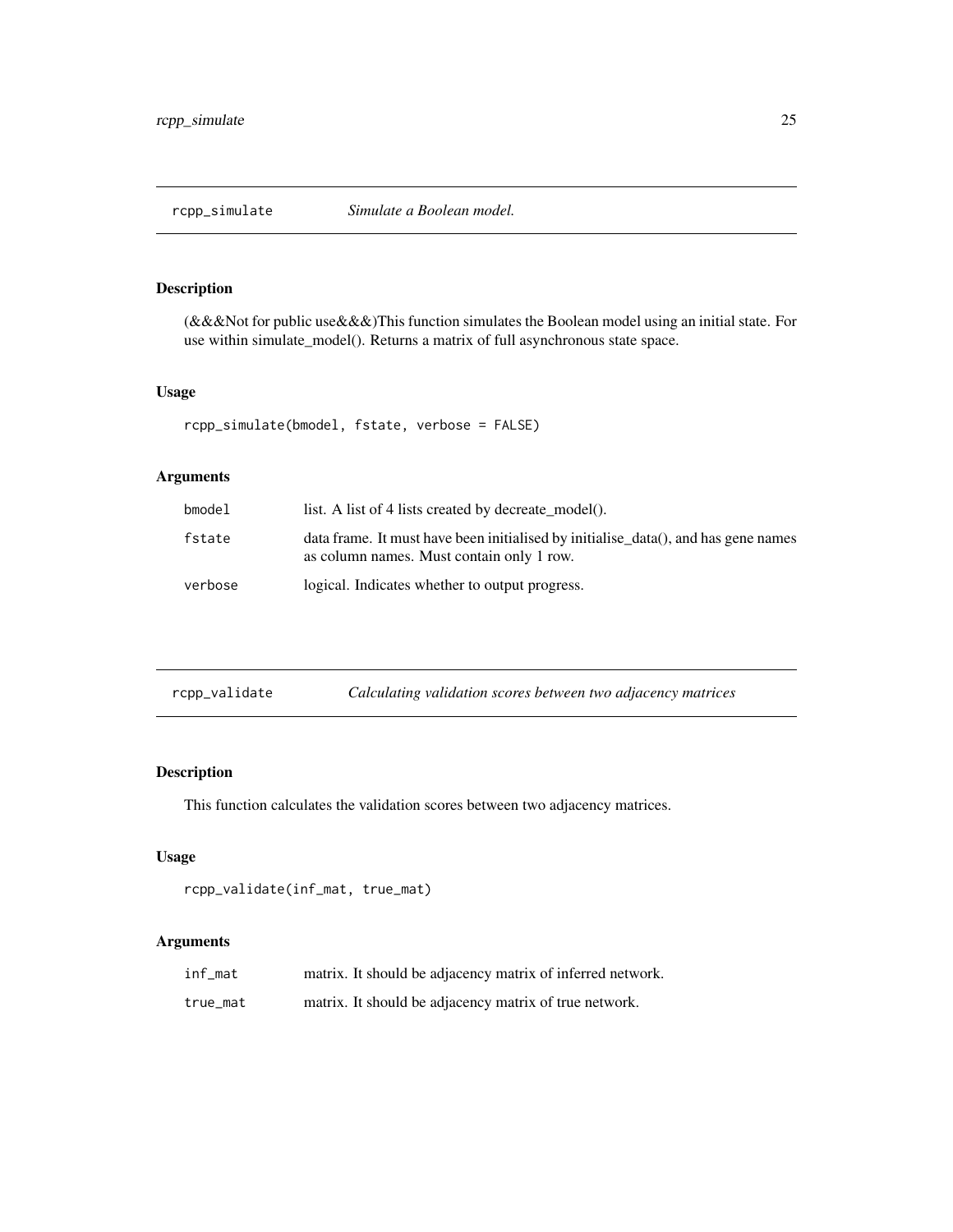## rcpp_simulate *Simulate a Boolean model.*

### Description

(&&&Not for public use&&&)This function simulates the Boolean model using an initial state. For use within simulate_model(). Returns a matrix of full asynchronous state space.

### Usage

```
rcpp_simulate(bmodel, fstate, verbose = FALSE)
```

### Arguments

| | |
|---|---|
| bmodel | list. A list of 4 lists created by decreate_model(). |
| fstate | data frame. It must have been initialised by initialise_data(), and has gene names as column names. Must contain only 1 row. |
| verbose | logical. Indicates whether to output progress. |

## rcpp_validate *Calculating validation scores between two adjacency matrices*

### Description

This function calculates the validation scores between two adjacency matrices.

### Usage

```
rcpp_validate(inf_mat, true_mat)
```

### Arguments

| | |
|---|---|
| inf_mat | matrix. It should be adjacency matrix of inferred network. |
| true_mat | matrix. It should be adjacency matrix of true network. |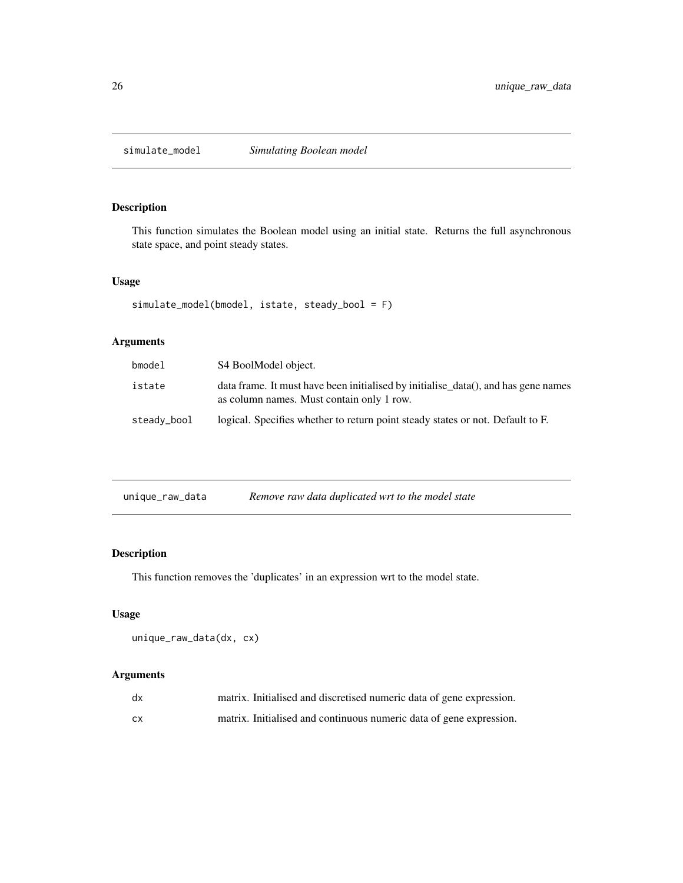## simulate_model *Simulating Boolean model*

### Description

This function simulates the Boolean model using an initial state. Returns the full asynchronous state space, and point steady states.

### Usage

```
simulate_model(bmodel, istate, steady_bool = F)
```

### Arguments

| | |
|---|---|
| bmodel | S4 BoolModel object. |
| istate | data frame. It must have been initialised by initialise_data(), and has gene names as column names. Must contain only 1 row. |
| steady_bool | logical. Specifies whether to return point steady states or not. Default to F. |

## unique_raw_data *Remove raw data duplicated wrt to the model state*

### Description

This function removes the 'duplicates' in an expression wrt to the model state.

### Usage

```
unique_raw_data(dx, cx)
```

### Arguments

| | |
|---|---|
| dx | matrix. Initialised and discretised numeric data of gene expression. |
| cx | matrix. Initialised and continuous numeric data of gene expression. |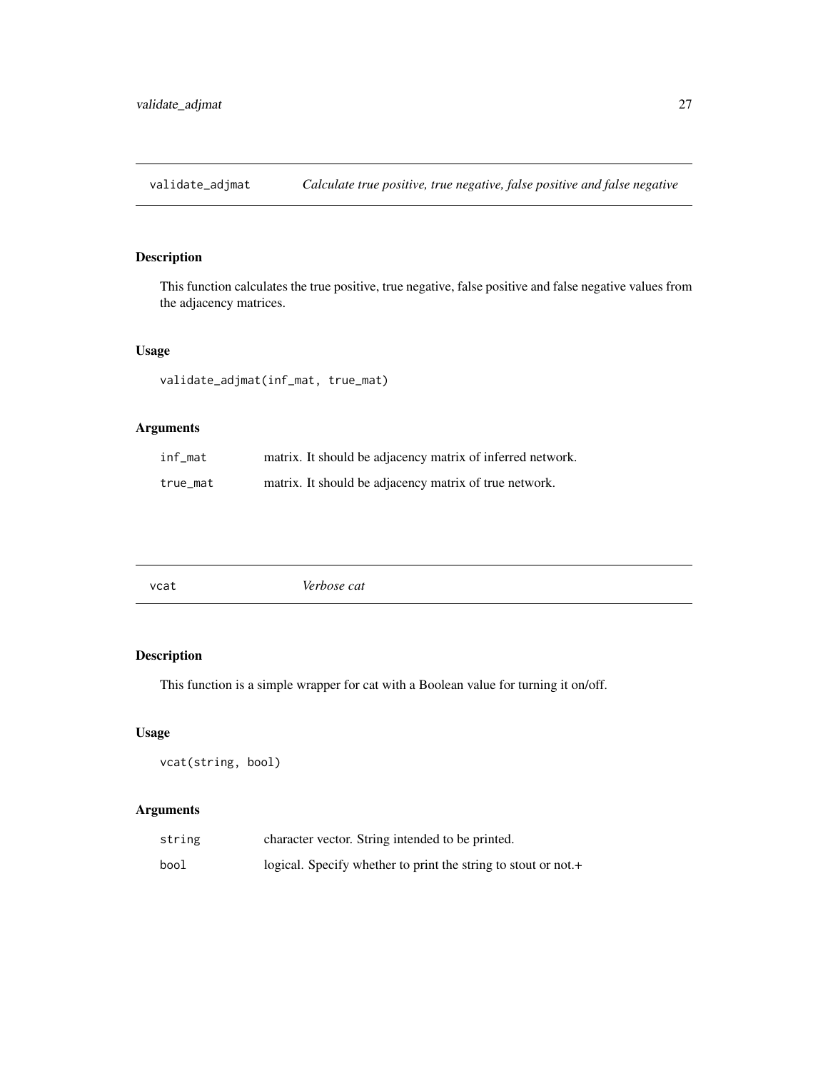## validate_adjmat — *Calculate true positive, true negative, false positive and false negative*

### Description

This function calculates the true positive, true negative, false positive and false negative values from the adjacency matrices.

### Usage

```
validate_adjmat(inf_mat, true_mat)
```

### Arguments

| | |
|---|---|
| `inf_mat` | matrix. It should be adjacency matrix of inferred network. |
| `true_mat` | matrix. It should be adjacency matrix of true network. |

## vcat — *Verbose cat*

### Description

This function is a simple wrapper for cat with a Boolean value for turning it on/off.

### Usage

```
vcat(string, bool)
```

### Arguments

| | |
|---|---|
| `string` | character vector. String intended to be printed. |
| `bool` | logical. Specify whether to print the string to stout or not.+ |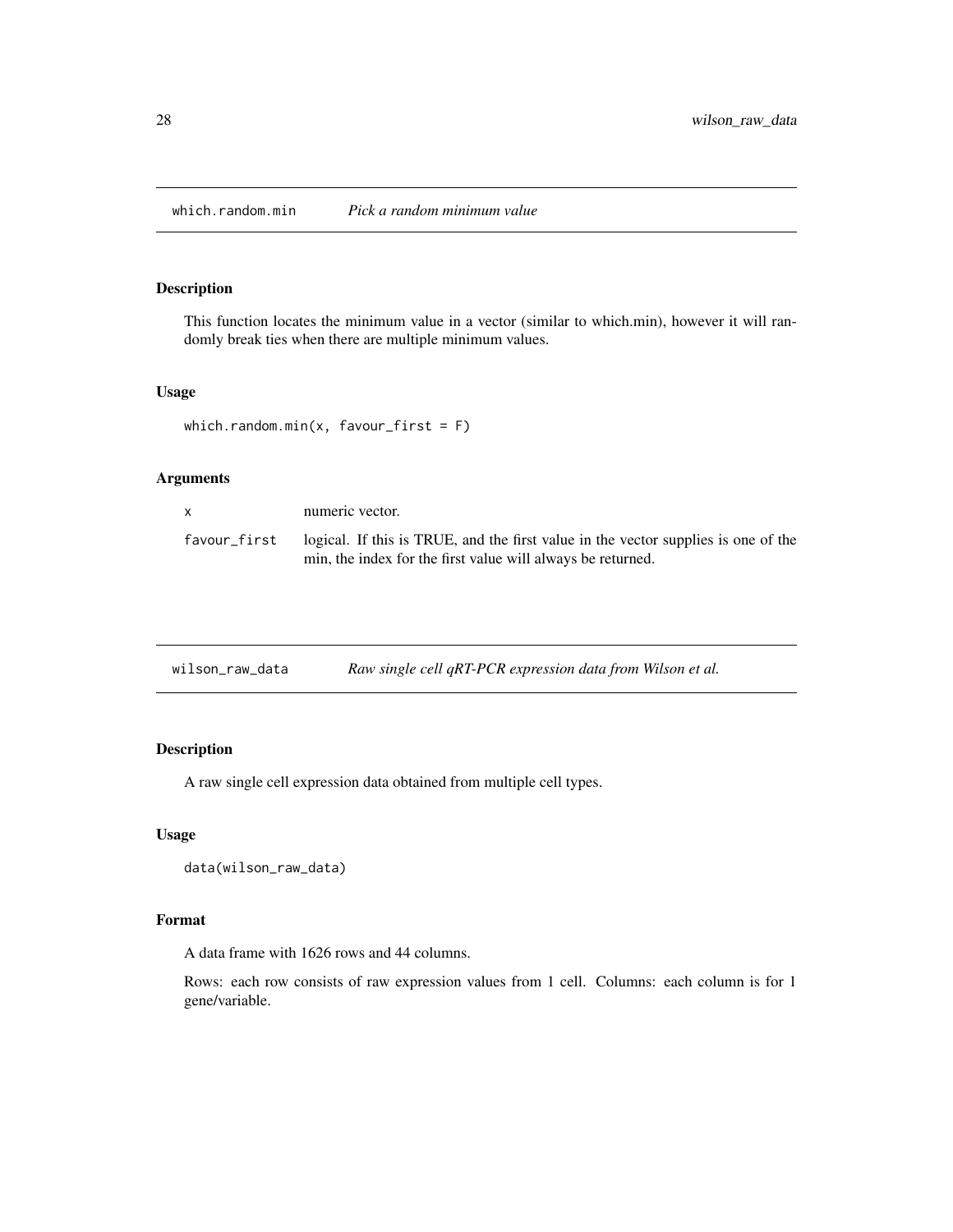## which.random.min *Pick a random minimum value*

### Description

This function locates the minimum value in a vector (similar to which.min), however it will randomly break ties when there are multiple minimum values.

### Usage

```
which.random.min(x, favour_first = F)
```

### Arguments

| | |
|---|---|
| x | numeric vector. |
| favour_first | logical. If this is TRUE, and the first value in the vector supplies is one of the min, the index for the first value will always be returned. |

## wilson_raw_data *Raw single cell qRT-PCR expression data from Wilson et al.*

### Description

A raw single cell expression data obtained from multiple cell types.

### Usage

```
data(wilson_raw_data)
```

### Format

A data frame with 1626 rows and 44 columns.

Rows: each row consists of raw expression values from 1 cell. Columns: each column is for 1 gene/variable.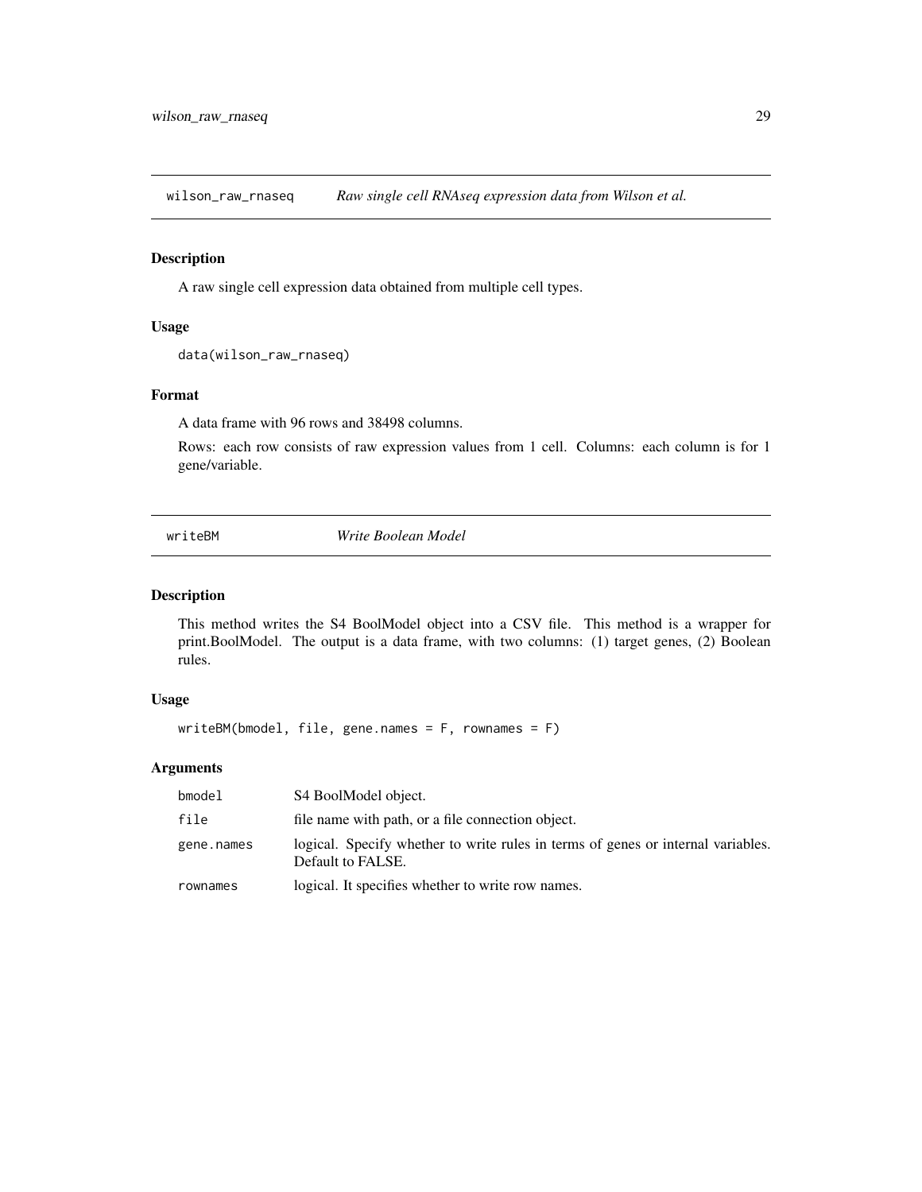## wilson_raw_rnaseq *Raw single cell RNAseq expression data from Wilson et al.*

### Description

A raw single cell expression data obtained from multiple cell types.

### Usage

```
data(wilson_raw_rnaseq)
```

### Format

A data frame with 96 rows and 38498 columns.

Rows: each row consists of raw expression values from 1 cell. Columns: each column is for 1 gene/variable.

## writeBM *Write Boolean Model*

### Description

This method writes the S4 BoolModel object into a CSV file. This method is a wrapper for print.BoolModel. The output is a data frame, with two columns: (1) target genes, (2) Boolean rules.

### Usage

```
writeBM(bmodel, file, gene.names = F, rownames = F)
```

### Arguments

| | |
|---|---|
| bmodel | S4 BoolModel object. |
| file | file name with path, or a file connection object. |
| gene.names | logical. Specify whether to write rules in terms of genes or internal variables. Default to FALSE. |
| rownames | logical. It specifies whether to write row names. |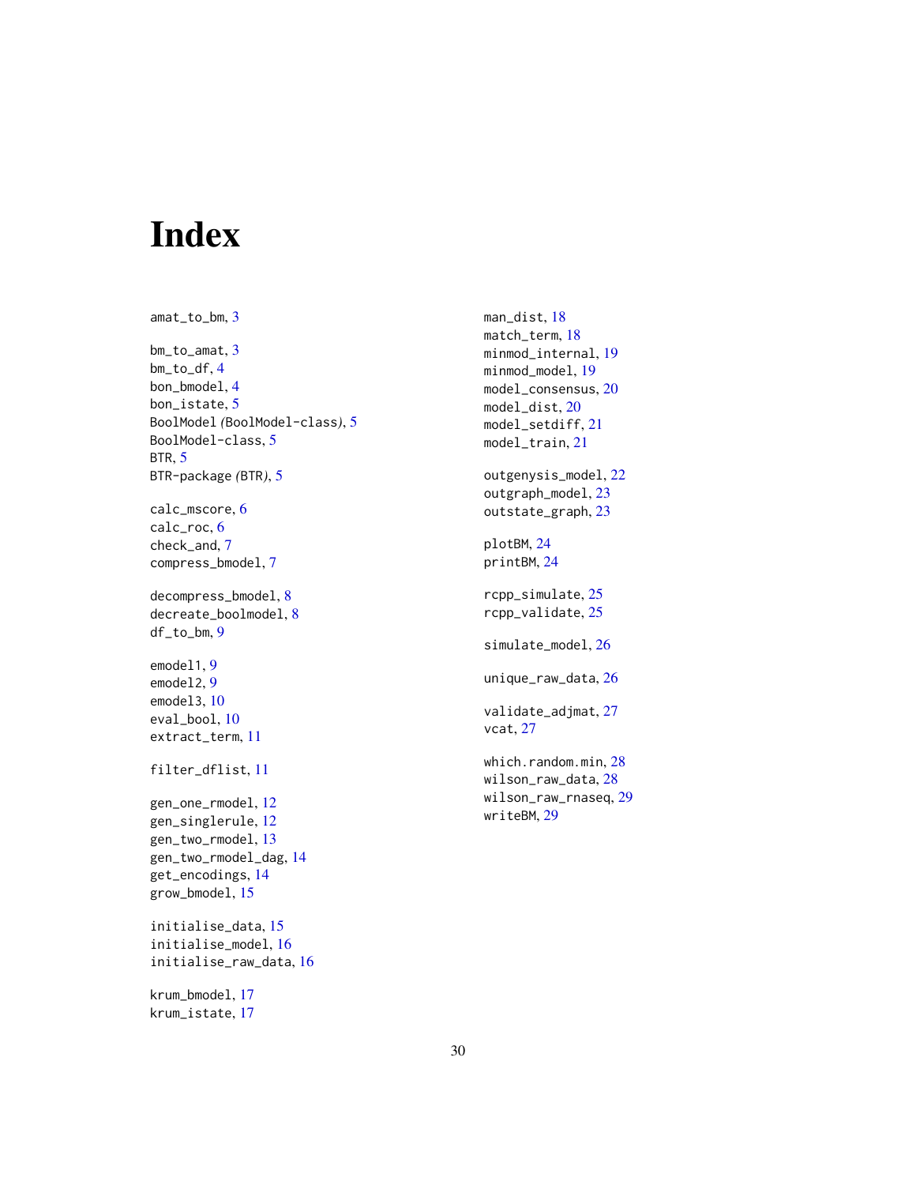# Index

amat_to_bm, 3

bm_to_amat, 3
bm_to_df, 4
bon_bmodel, 4
bon_istate, 5
BoolModel *(*BoolModel-class*)*, 5
BoolModel-class, 5
BTR, 5
BTR-package *(*BTR*)*, 5

calc_mscore, 6
calc_roc, 6
check_and, 7
compress_bmodel, 7

decompress_bmodel, 8
decreate_boolmodel, 8
df_to_bm, 9

emodel1, 9
emodel2, 9
emodel3, 10
eval_bool, 10
extract_term, 11

filter_dflist, 11

gen_one_rmodel, 12
gen_singlerule, 12
gen_two_rmodel, 13
gen_two_rmodel_dag, 14
get_encodings, 14
grow_bmodel, 15

initialise_data, 15
initialise_model, 16
initialise_raw_data, 16

krum_bmodel, 17
krum_istate, 17

man_dist, 18
match_term, 18
minmod_internal, 19
minmod_model, 19
model_consensus, 20
model_dist, 20
model_setdiff, 21
model_train, 21

outgenysis_model, 22
outgraph_model, 23
outstate_graph, 23

plotBM, 24
printBM, 24

rcpp_simulate, 25
rcpp_validate, 25

simulate_model, 26

unique_raw_data, 26

validate_adjmat, 27
vcat, 27

which.random.min, 28
wilson_raw_data, 28
wilson_raw_rnaseq, 29
writeBM, 29